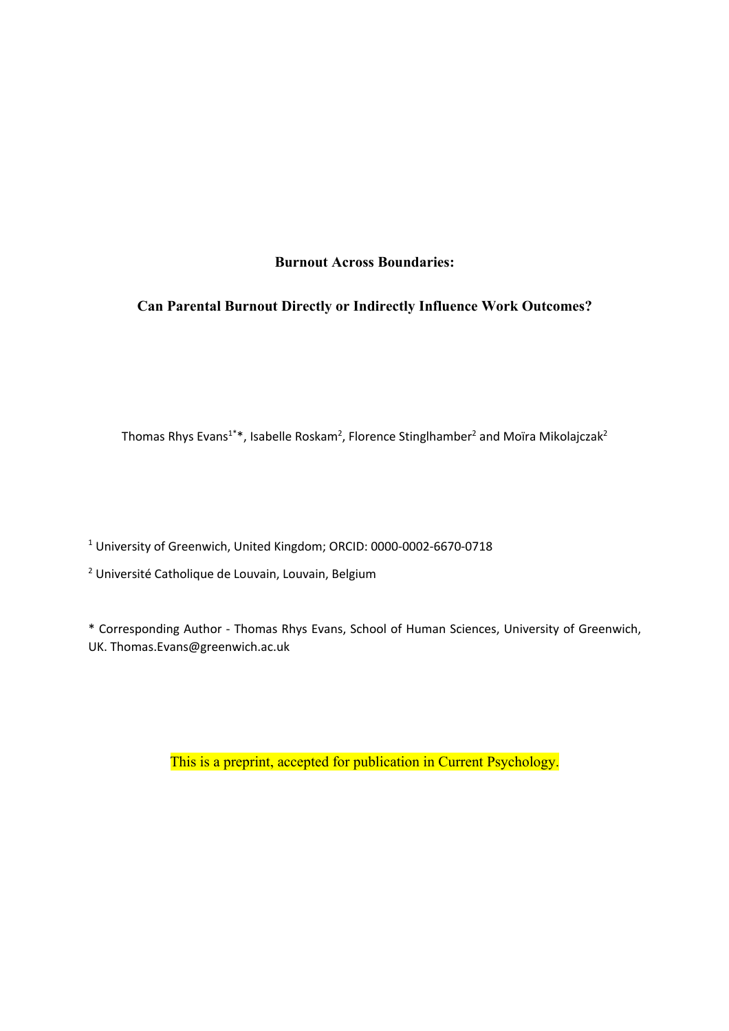**Burnout Across Boundaries:**

**Can Parental Burnout Directly or Indirectly Influence Work Outcomes?**

Thomas Rhys Evans[1*], Isabelle Roskam[2], Florence Stinglhamber[2] and Moïra Mikolajczak[2]

[1] University of Greenwich, United Kingdom; ORCID: 0000-0002-6670-0718

[2] Université Catholique de Louvain, Louvain, Belgium

* Corresponding Author - Thomas Rhys Evans, School of Human Sciences, University of Greenwich, UK. Thomas.Evans@greenwich.ac.uk

This is a preprint, accepted for publication in Current Psychology.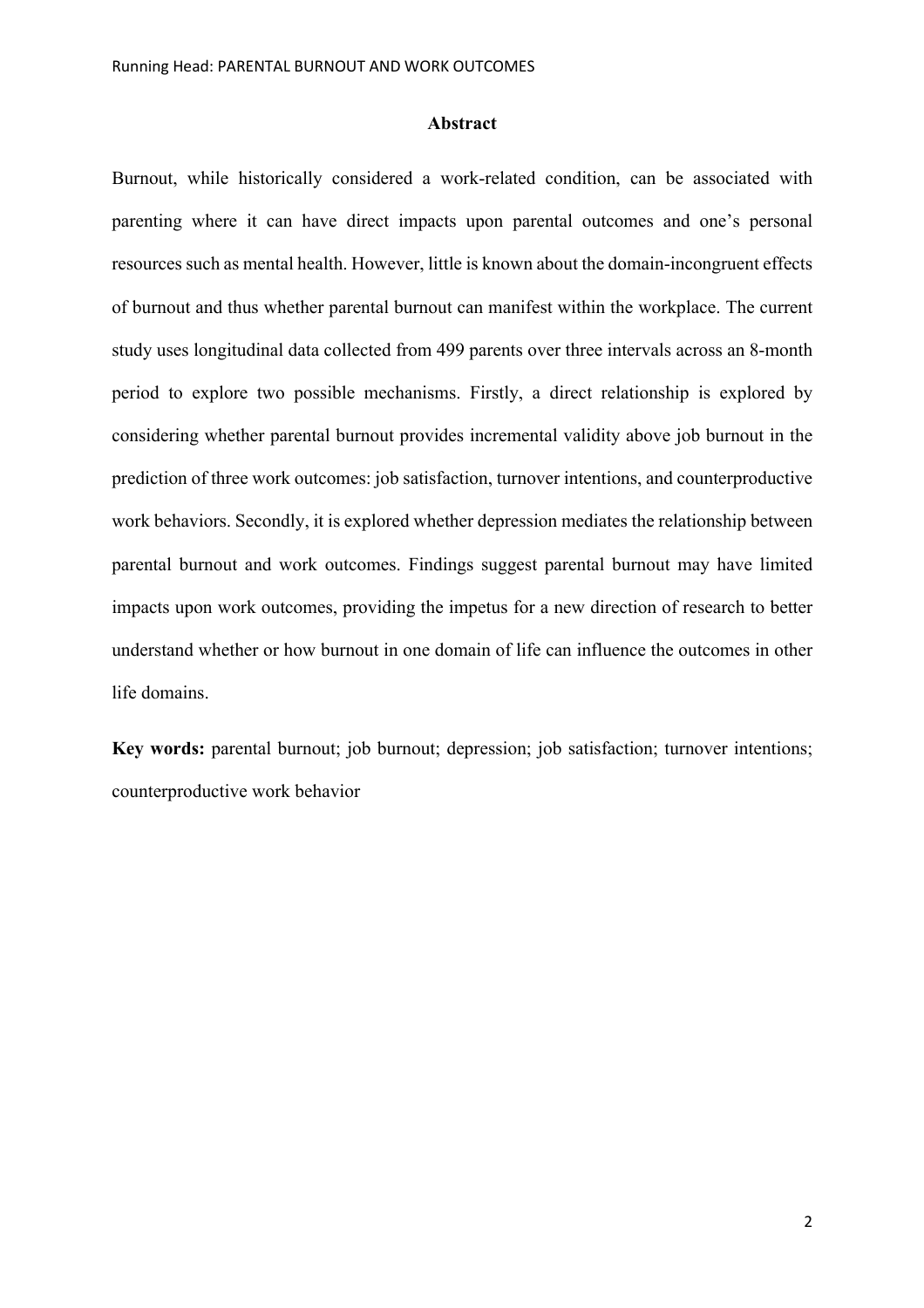## Abstract

Burnout, while historically considered a work-related condition, can be associated with parenting where it can have direct impacts upon parental outcomes and one's personal resources such as mental health. However, little is known about the domain-incongruent effects of burnout and thus whether parental burnout can manifest within the workplace. The current study uses longitudinal data collected from 499 parents over three intervals across an 8-month period to explore two possible mechanisms. Firstly, a direct relationship is explored by considering whether parental burnout provides incremental validity above job burnout in the prediction of three work outcomes: job satisfaction, turnover intentions, and counterproductive work behaviors. Secondly, it is explored whether depression mediates the relationship between parental burnout and work outcomes. Findings suggest parental burnout may have limited impacts upon work outcomes, providing the impetus for a new direction of research to better understand whether or how burnout in one domain of life can influence the outcomes in other life domains.

**Key words:** parental burnout; job burnout; depression; job satisfaction; turnover intentions; counterproductive work behavior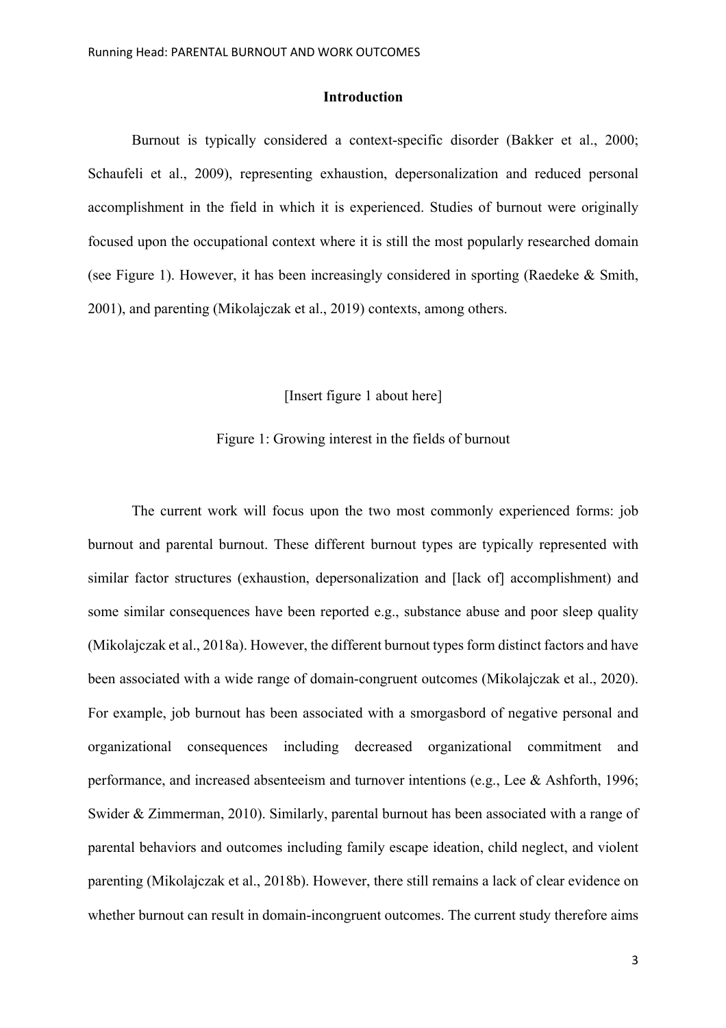## Introduction

Burnout is typically considered a context-specific disorder (Bakker et al., 2000; Schaufeli et al., 2009), representing exhaustion, depersonalization and reduced personal accomplishment in the field in which it is experienced. Studies of burnout were originally focused upon the occupational context where it is still the most popularly researched domain (see Figure 1). However, it has been increasingly considered in sporting (Raedeke & Smith, 2001), and parenting (Mikolajczak et al., 2019) contexts, among others.

[Insert figure 1 about here]

Figure 1: Growing interest in the fields of burnout

The current work will focus upon the two most commonly experienced forms: job burnout and parental burnout. These different burnout types are typically represented with similar factor structures (exhaustion, depersonalization and [lack of] accomplishment) and some similar consequences have been reported e.g., substance abuse and poor sleep quality (Mikolajczak et al., 2018a). However, the different burnout types form distinct factors and have been associated with a wide range of domain-congruent outcomes (Mikolajczak et al., 2020). For example, job burnout has been associated with a smorgasbord of negative personal and organizational consequences including decreased organizational commitment and performance, and increased absenteeism and turnover intentions (e.g., Lee & Ashforth, 1996; Swider & Zimmerman, 2010). Similarly, parental burnout has been associated with a range of parental behaviors and outcomes including family escape ideation, child neglect, and violent parenting (Mikolajczak et al., 2018b). However, there still remains a lack of clear evidence on whether burnout can result in domain-incongruent outcomes. The current study therefore aims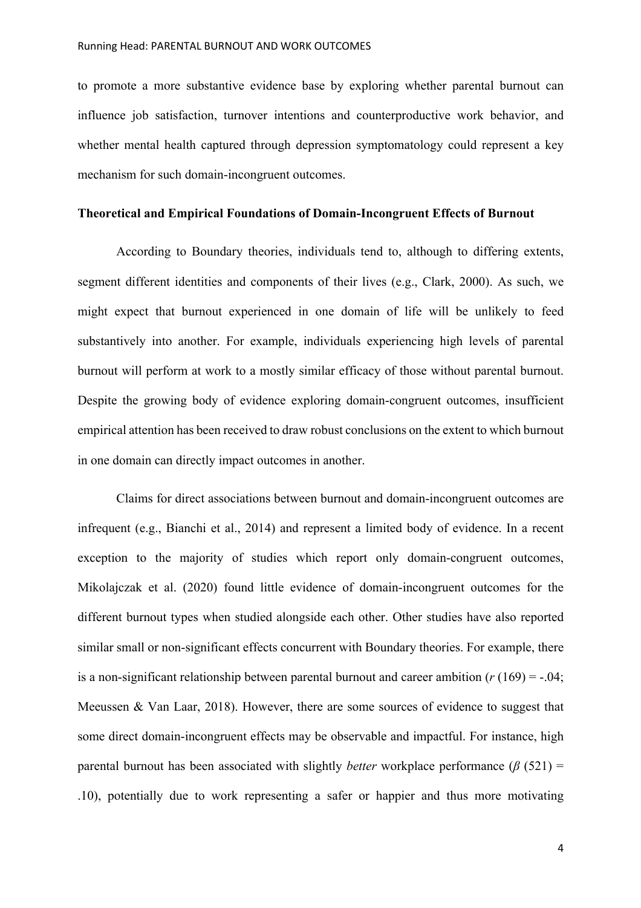to promote a more substantive evidence base by exploring whether parental burnout can influence job satisfaction, turnover intentions and counterproductive work behavior, and whether mental health captured through depression symptomatology could represent a key mechanism for such domain-incongruent outcomes.

## Theoretical and Empirical Foundations of Domain-Incongruent Effects of Burnout

According to Boundary theories, individuals tend to, although to differing extents, segment different identities and components of their lives (e.g., Clark, 2000). As such, we might expect that burnout experienced in one domain of life will be unlikely to feed substantively into another. For example, individuals experiencing high levels of parental burnout will perform at work to a mostly similar efficacy of those without parental burnout. Despite the growing body of evidence exploring domain-congruent outcomes, insufficient empirical attention has been received to draw robust conclusions on the extent to which burnout in one domain can directly impact outcomes in another.

Claims for direct associations between burnout and domain-incongruent outcomes are infrequent (e.g., Bianchi et al., 2014) and represent a limited body of evidence. In a recent exception to the majority of studies which report only domain-congruent outcomes, Mikolajczak et al. (2020) found little evidence of domain-incongruent outcomes for the different burnout types when studied alongside each other. Other studies have also reported similar small or non-significant effects concurrent with Boundary theories. For example, there is a non-significant relationship between parental burnout and career ambition ($r$ (169) = -.04; Meeussen & Van Laar, 2018). However, there are some sources of evidence to suggest that some direct domain-incongruent effects may be observable and impactful. For instance, high parental burnout has been associated with slightly *better* workplace performance ($\beta$ (521) = .10), potentially due to work representing a safer or happier and thus more motivating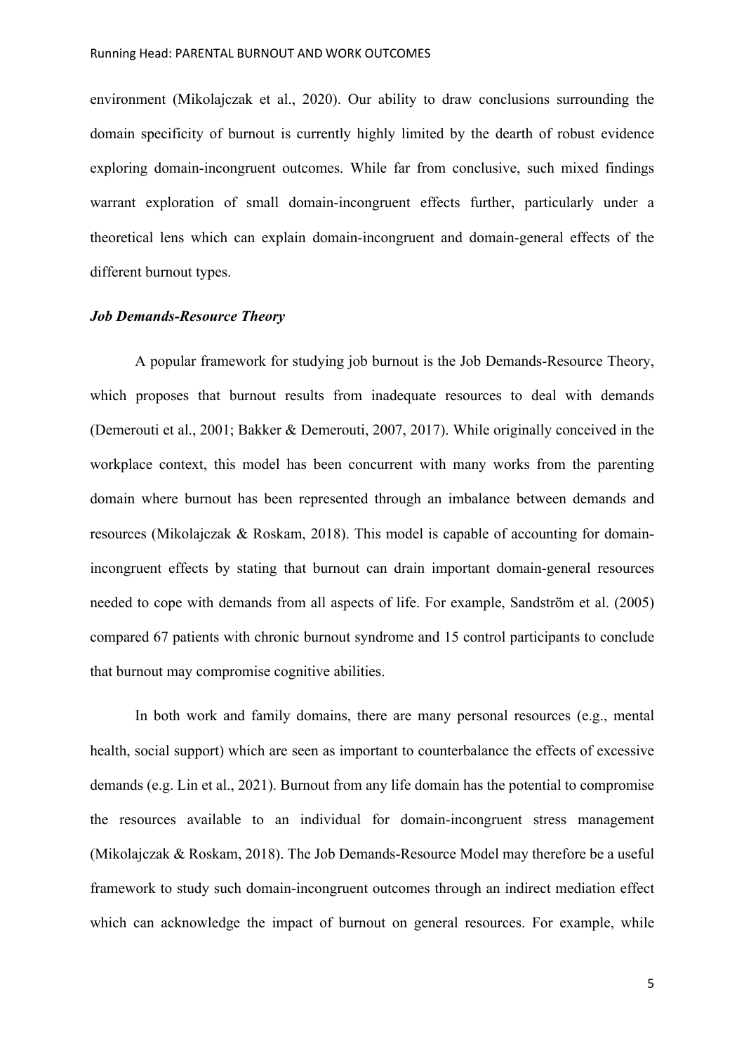environment (Mikolajczak et al., 2020). Our ability to draw conclusions surrounding the domain specificity of burnout is currently highly limited by the dearth of robust evidence exploring domain-incongruent outcomes. While far from conclusive, such mixed findings warrant exploration of small domain-incongruent effects further, particularly under a theoretical lens which can explain domain-incongruent and domain-general effects of the different burnout types.

***Job Demands-Resource Theory***

A popular framework for studying job burnout is the Job Demands-Resource Theory, which proposes that burnout results from inadequate resources to deal with demands (Demerouti et al., 2001; Bakker & Demerouti, 2007, 2017). While originally conceived in the workplace context, this model has been concurrent with many works from the parenting domain where burnout has been represented through an imbalance between demands and resources (Mikolajczak & Roskam, 2018). This model is capable of accounting for domain-incongruent effects by stating that burnout can drain important domain-general resources needed to cope with demands from all aspects of life. For example, Sandström et al. (2005) compared 67 patients with chronic burnout syndrome and 15 control participants to conclude that burnout may compromise cognitive abilities.

In both work and family domains, there are many personal resources (e.g., mental health, social support) which are seen as important to counterbalance the effects of excessive demands (e.g. Lin et al., 2021). Burnout from any life domain has the potential to compromise the resources available to an individual for domain-incongruent stress management (Mikolajczak & Roskam, 2018). The Job Demands-Resource Model may therefore be a useful framework to study such domain-incongruent outcomes through an indirect mediation effect which can acknowledge the impact of burnout on general resources. For example, while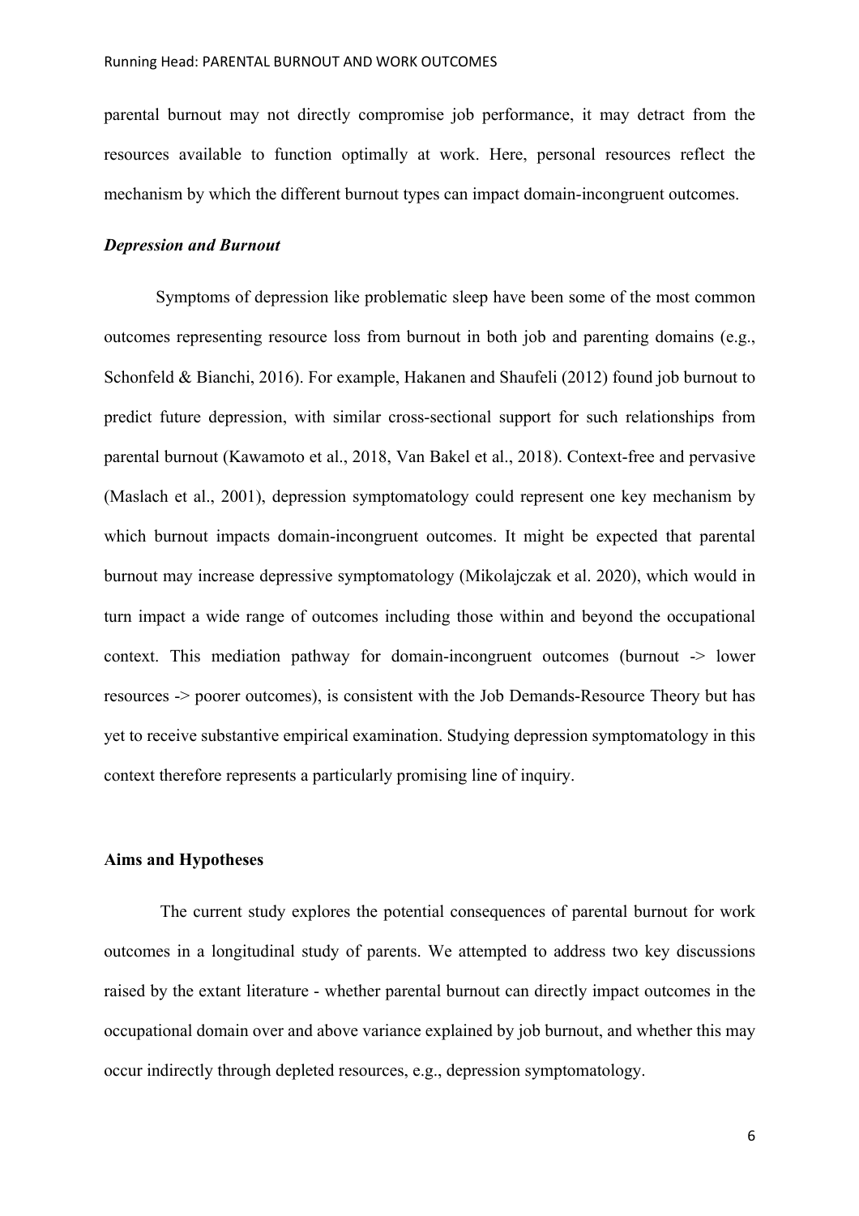parental burnout may not directly compromise job performance, it may detract from the resources available to function optimally at work. Here, personal resources reflect the mechanism by which the different burnout types can impact domain-incongruent outcomes.

### *Depression and Burnout*

Symptoms of depression like problematic sleep have been some of the most common outcomes representing resource loss from burnout in both job and parenting domains (e.g., Schonfeld & Bianchi, 2016). For example, Hakanen and Shaufeli (2012) found job burnout to predict future depression, with similar cross-sectional support for such relationships from parental burnout (Kawamoto et al., 2018, Van Bakel et al., 2018). Context-free and pervasive (Maslach et al., 2001), depression symptomatology could represent one key mechanism by which burnout impacts domain-incongruent outcomes. It might be expected that parental burnout may increase depressive symptomatology (Mikolajczak et al. 2020), which would in turn impact a wide range of outcomes including those within and beyond the occupational context. This mediation pathway for domain-incongruent outcomes (burnout -> lower resources -> poorer outcomes), is consistent with the Job Demands-Resource Theory but has yet to receive substantive empirical examination. Studying depression symptomatology in this context therefore represents a particularly promising line of inquiry.

## Aims and Hypotheses

The current study explores the potential consequences of parental burnout for work outcomes in a longitudinal study of parents. We attempted to address two key discussions raised by the extant literature - whether parental burnout can directly impact outcomes in the occupational domain over and above variance explained by job burnout, and whether this may occur indirectly through depleted resources, e.g., depression symptomatology.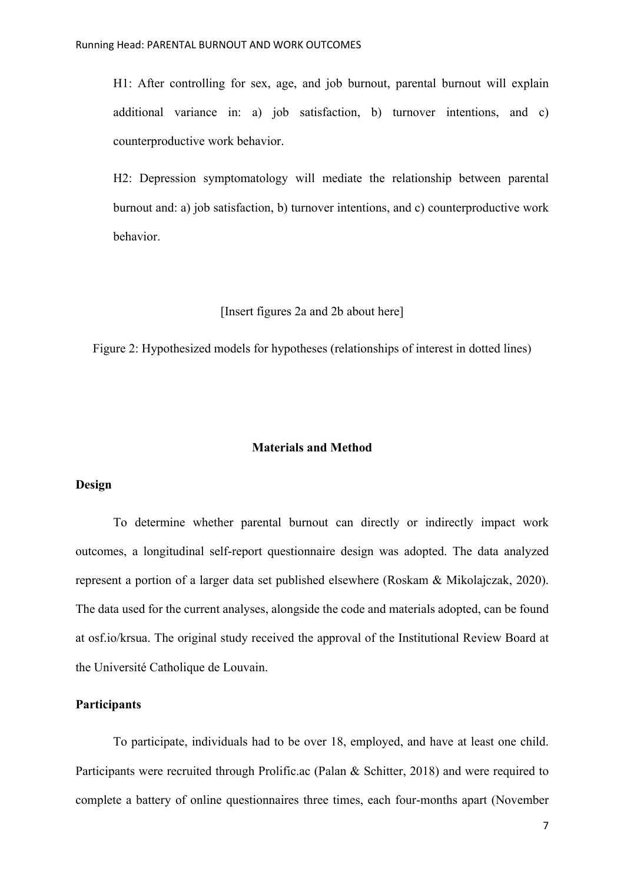H1: After controlling for sex, age, and job burnout, parental burnout will explain additional variance in: a) job satisfaction, b) turnover intentions, and c) counterproductive work behavior.

H2: Depression symptomatology will mediate the relationship between parental burnout and: a) job satisfaction, b) turnover intentions, and c) counterproductive work behavior.

[Insert figures 2a and 2b about here]

Figure 2: Hypothesized models for hypotheses (relationships of interest in dotted lines)

## Materials and Method

### Design

To determine whether parental burnout can directly or indirectly impact work outcomes, a longitudinal self-report questionnaire design was adopted. The data analyzed represent a portion of a larger data set published elsewhere (Roskam & Mikolajczak, 2020). The data used for the current analyses, alongside the code and materials adopted, can be found at osf.io/krsua. The original study received the approval of the Institutional Review Board at the Université Catholique de Louvain.

### Participants

To participate, individuals had to be over 18, employed, and have at least one child. Participants were recruited through Prolific.ac (Palan & Schitter, 2018) and were required to complete a battery of online questionnaires three times, each four-months apart (November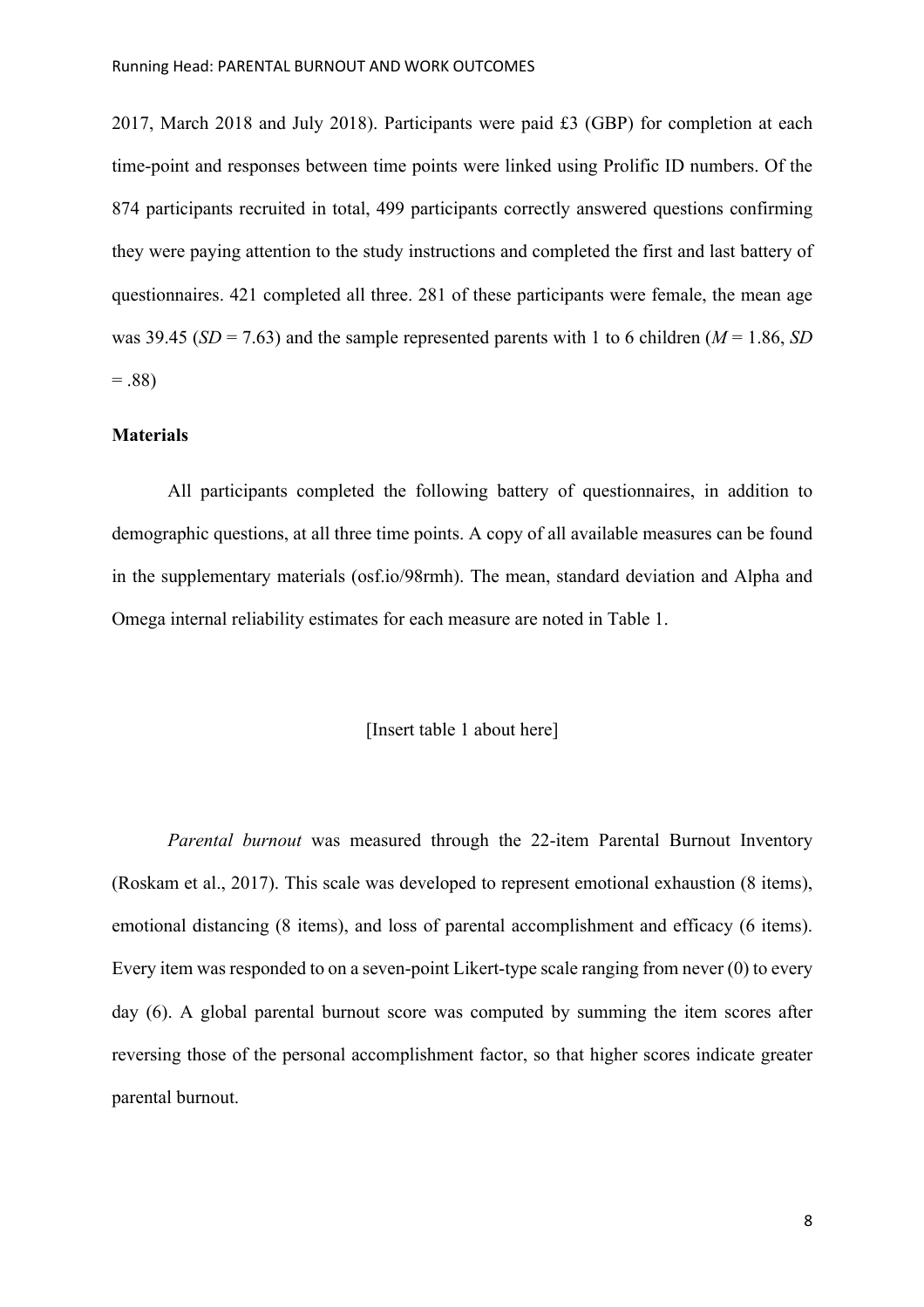2017, March 2018 and July 2018). Participants were paid £3 (GBP) for completion at each time-point and responses between time points were linked using Prolific ID numbers. Of the 874 participants recruited in total, 499 participants correctly answered questions confirming they were paying attention to the study instructions and completed the first and last battery of questionnaires. 421 completed all three. 281 of these participants were female, the mean age was 39.45 (*SD* = 7.63) and the sample represented parents with 1 to 6 children (*M* = 1.86, *SD* = .88)

**Materials**

All participants completed the following battery of questionnaires, in addition to demographic questions, at all three time points. A copy of all available measures can be found in the supplementary materials (osf.io/98rmh). The mean, standard deviation and Alpha and Omega internal reliability estimates for each measure are noted in Table 1.

[Insert table 1 about here]

*Parental burnout* was measured through the 22-item Parental Burnout Inventory (Roskam et al., 2017). This scale was developed to represent emotional exhaustion (8 items), emotional distancing (8 items), and loss of parental accomplishment and efficacy (6 items). Every item was responded to on a seven-point Likert-type scale ranging from never (0) to every day (6). A global parental burnout score was computed by summing the item scores after reversing those of the personal accomplishment factor, so that higher scores indicate greater parental burnout.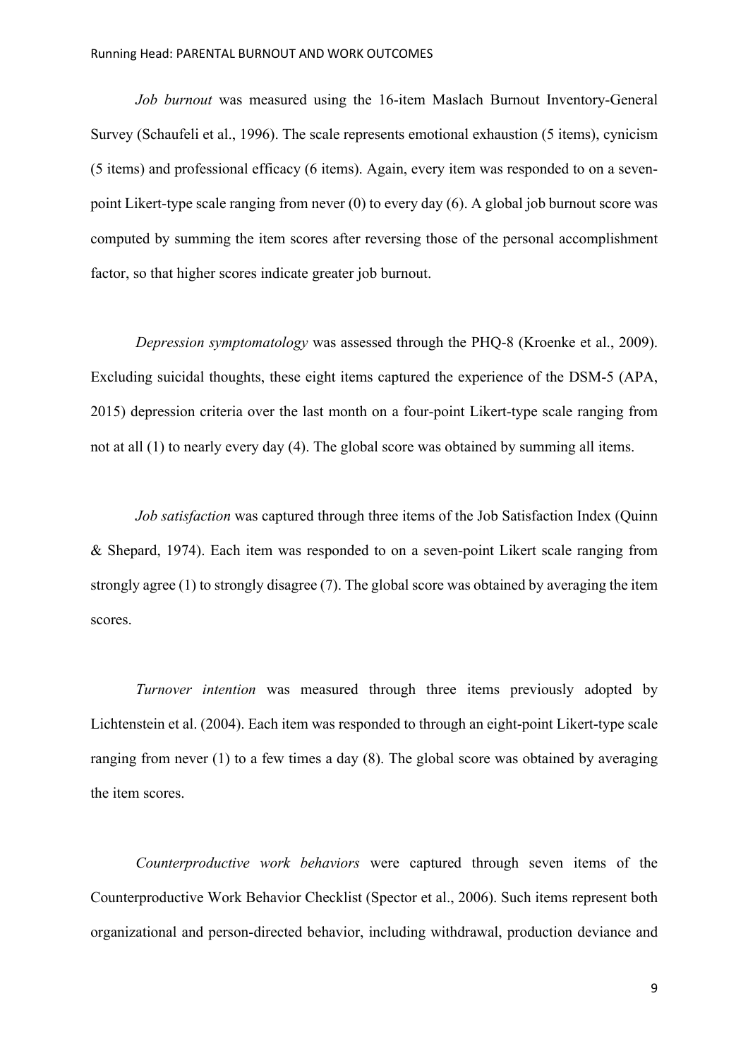*Job burnout* was measured using the 16-item Maslach Burnout Inventory-General Survey (Schaufeli et al., 1996). The scale represents emotional exhaustion (5 items), cynicism (5 items) and professional efficacy (6 items). Again, every item was responded to on a seven-point Likert-type scale ranging from never (0) to every day (6). A global job burnout score was computed by summing the item scores after reversing those of the personal accomplishment factor, so that higher scores indicate greater job burnout.

*Depression symptomatology* was assessed through the PHQ-8 (Kroenke et al., 2009). Excluding suicidal thoughts, these eight items captured the experience of the DSM-5 (APA, 2015) depression criteria over the last month on a four-point Likert-type scale ranging from not at all (1) to nearly every day (4). The global score was obtained by summing all items.

*Job satisfaction* was captured through three items of the Job Satisfaction Index (Quinn & Shepard, 1974). Each item was responded to on a seven-point Likert scale ranging from strongly agree (1) to strongly disagree (7). The global score was obtained by averaging the item scores.

*Turnover intention* was measured through three items previously adopted by Lichtenstein et al. (2004). Each item was responded to through an eight-point Likert-type scale ranging from never (1) to a few times a day (8). The global score was obtained by averaging the item scores.

*Counterproductive work behaviors* were captured through seven items of the Counterproductive Work Behavior Checklist (Spector et al., 2006). Such items represent both organizational and person-directed behavior, including withdrawal, production deviance and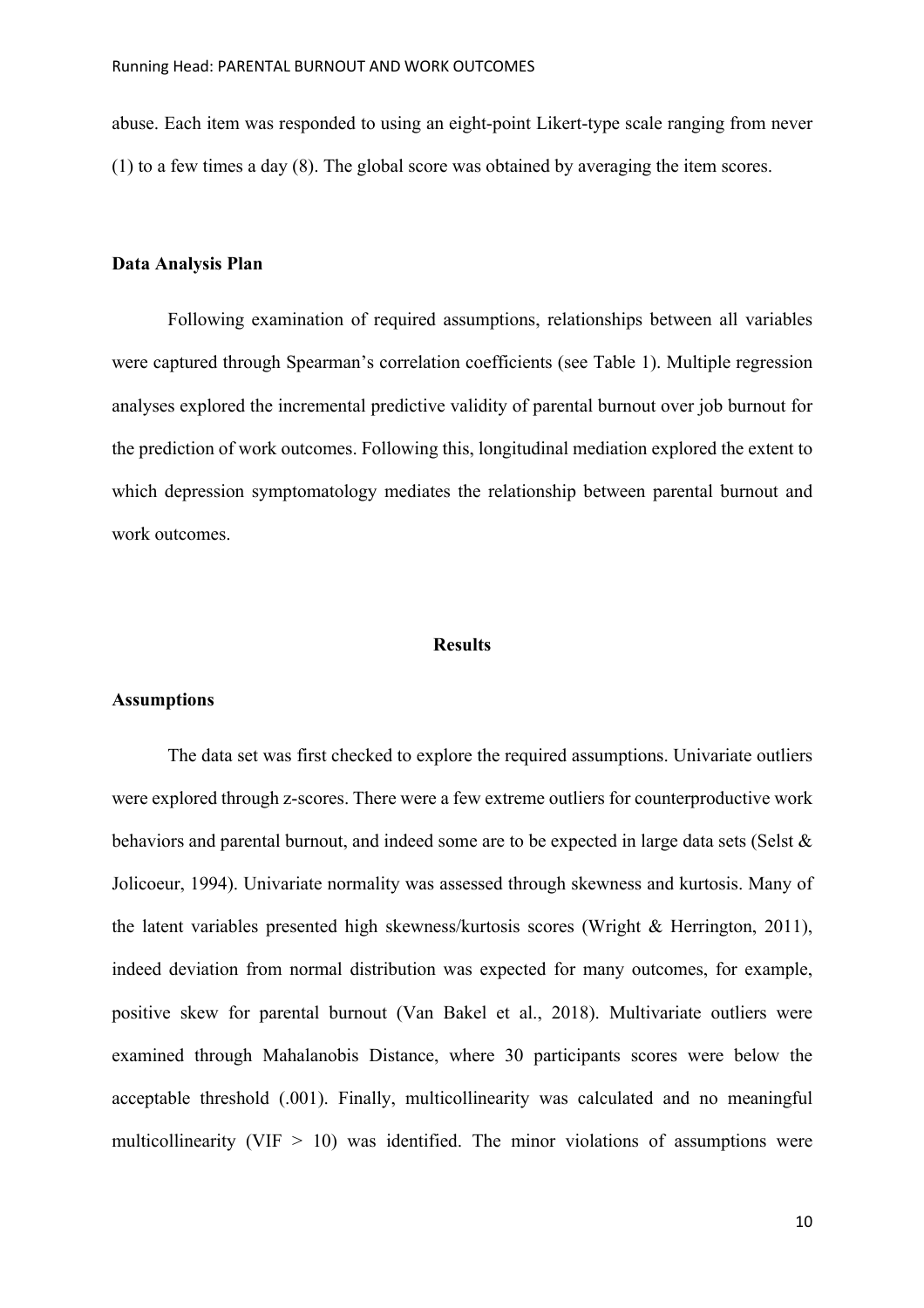abuse. Each item was responded to using an eight-point Likert-type scale ranging from never (1) to a few times a day (8). The global score was obtained by averaging the item scores.

**Data Analysis Plan**

Following examination of required assumptions, relationships between all variables were captured through Spearman's correlation coefficients (see Table 1). Multiple regression analyses explored the incremental predictive validity of parental burnout over job burnout for the prediction of work outcomes. Following this, longitudinal mediation explored the extent to which depression symptomatology mediates the relationship between parental burnout and work outcomes.

## Results

**Assumptions**

The data set was first checked to explore the required assumptions. Univariate outliers were explored through z-scores. There were a few extreme outliers for counterproductive work behaviors and parental burnout, and indeed some are to be expected in large data sets (Selst & Jolicoeur, 1994). Univariate normality was assessed through skewness and kurtosis. Many of the latent variables presented high skewness/kurtosis scores (Wright & Herrington, 2011), indeed deviation from normal distribution was expected for many outcomes, for example, positive skew for parental burnout (Van Bakel et al., 2018). Multivariate outliers were examined through Mahalanobis Distance, where 30 participants scores were below the acceptable threshold (.001). Finally, multicollinearity was calculated and no meaningful multicollinearity (VIF > 10) was identified. The minor violations of assumptions were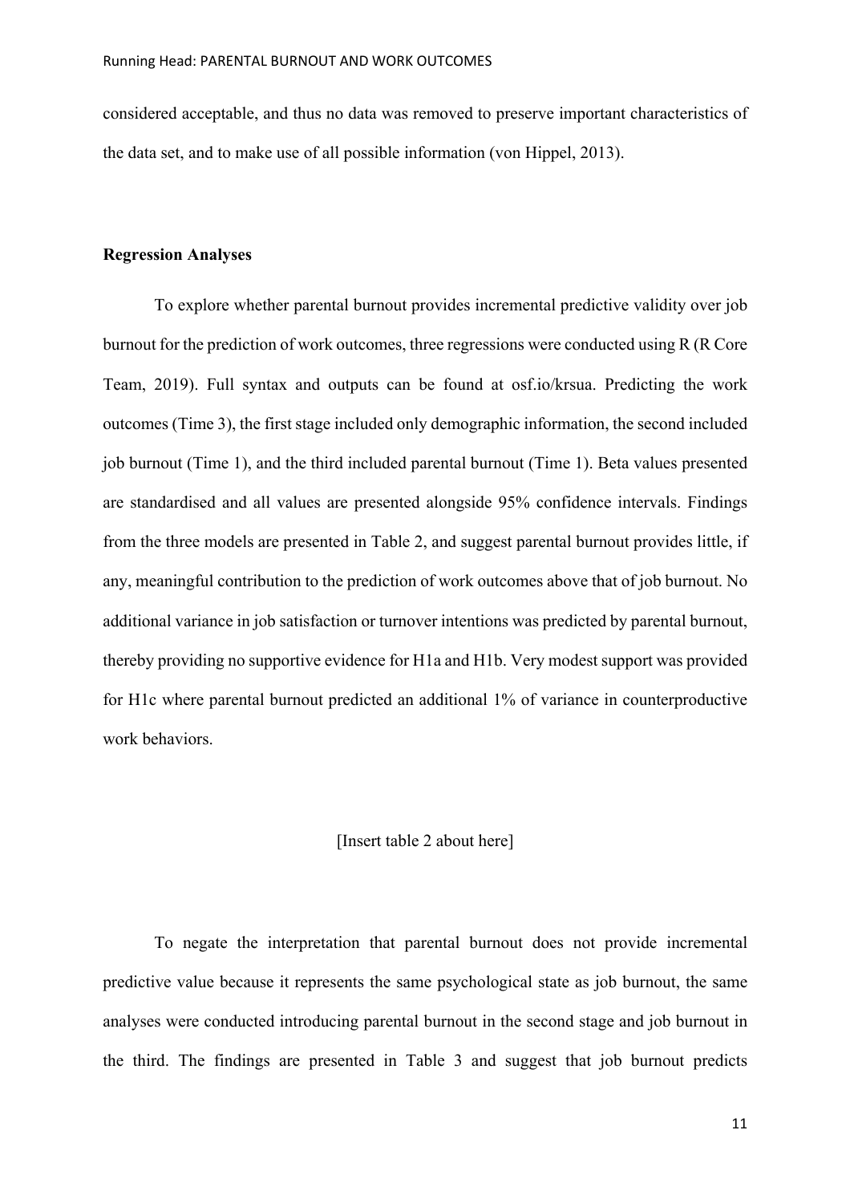considered acceptable, and thus no data was removed to preserve important characteristics of the data set, and to make use of all possible information (von Hippel, 2013).

### Regression Analyses

To explore whether parental burnout provides incremental predictive validity over job burnout for the prediction of work outcomes, three regressions were conducted using R (R Core Team, 2019). Full syntax and outputs can be found at osf.io/krsua. Predicting the work outcomes (Time 3), the first stage included only demographic information, the second included job burnout (Time 1), and the third included parental burnout (Time 1). Beta values presented are standardised and all values are presented alongside 95% confidence intervals. Findings from the three models are presented in Table 2, and suggest parental burnout provides little, if any, meaningful contribution to the prediction of work outcomes above that of job burnout. No additional variance in job satisfaction or turnover intentions was predicted by parental burnout, thereby providing no supportive evidence for H1a and H1b. Very modest support was provided for H1c where parental burnout predicted an additional 1% of variance in counterproductive work behaviors.

[Insert table 2 about here]

To negate the interpretation that parental burnout does not provide incremental predictive value because it represents the same psychological state as job burnout, the same analyses were conducted introducing parental burnout in the second stage and job burnout in the third. The findings are presented in Table 3 and suggest that job burnout predicts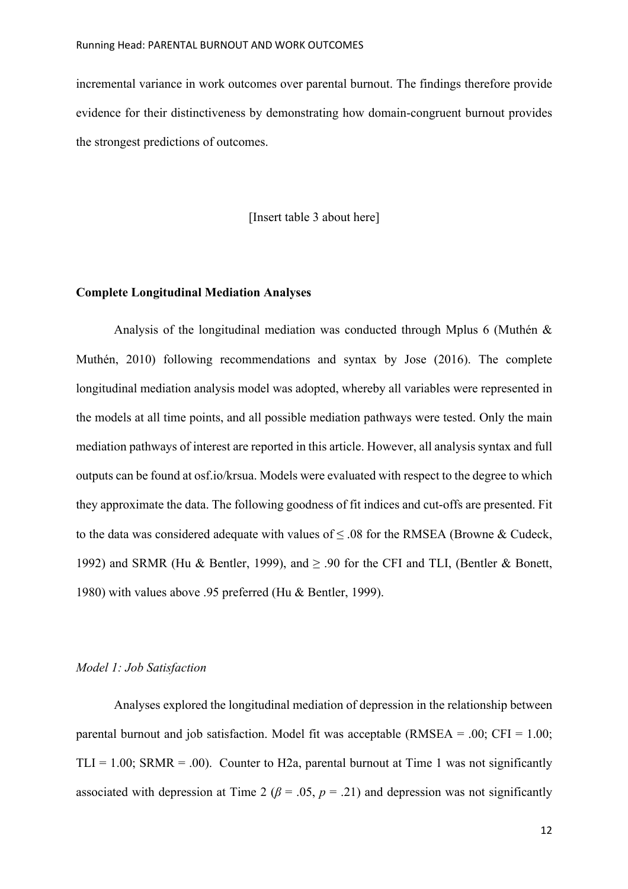incremental variance in work outcomes over parental burnout. The findings therefore provide evidence for their distinctiveness by demonstrating how domain-congruent burnout provides the strongest predictions of outcomes.

[Insert table 3 about here]

**Complete Longitudinal Mediation Analyses**

Analysis of the longitudinal mediation was conducted through Mplus 6 (Muthén & Muthén, 2010) following recommendations and syntax by Jose (2016). The complete longitudinal mediation analysis model was adopted, whereby all variables were represented in the models at all time points, and all possible mediation pathways were tested. Only the main mediation pathways of interest are reported in this article. However, all analysis syntax and full outputs can be found at osf.io/krsua. Models were evaluated with respect to the degree to which they approximate the data. The following goodness of fit indices and cut-offs are presented. Fit to the data was considered adequate with values of ≤ .08 for the RMSEA (Browne & Cudeck, 1992) and SRMR (Hu & Bentler, 1999), and ≥ .90 for the CFI and TLI, (Bentler & Bonett, 1980) with values above .95 preferred (Hu & Bentler, 1999).

*Model 1: Job Satisfaction*

Analyses explored the longitudinal mediation of depression in the relationship between parental burnout and job satisfaction. Model fit was acceptable (RMSEA = .00; CFI = 1.00; TLI = 1.00; SRMR = .00). Counter to H2a, parental burnout at Time 1 was not significantly associated with depression at Time 2 ($\beta$ = .05, $p$ = .21) and depression was not significantly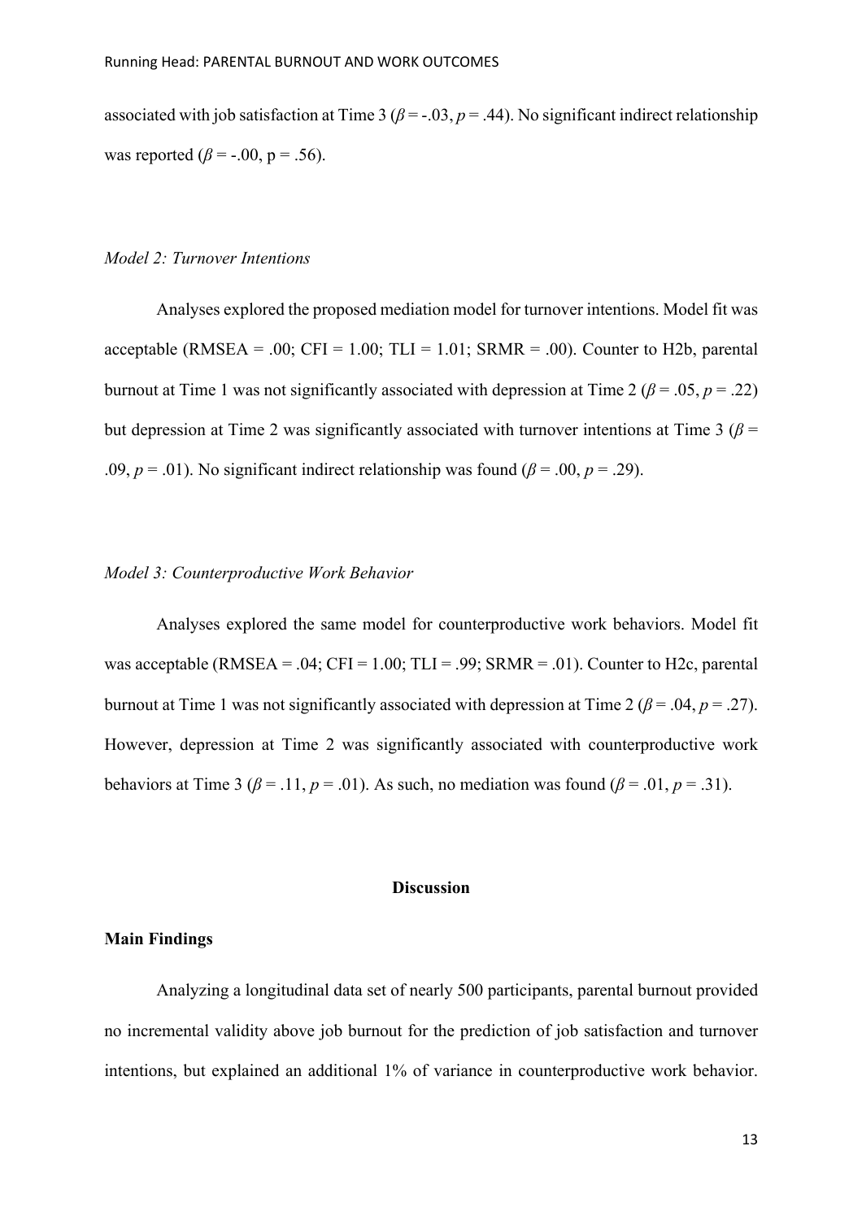associated with job satisfaction at Time 3 ($\beta = -.03$, $p = .44$). No significant indirect relationship was reported ($\beta = -.00$, p = .56).

### *Model 2: Turnover Intentions*

Analyses explored the proposed mediation model for turnover intentions. Model fit was acceptable (RMSEA = .00; CFI = 1.00; TLI = 1.01; SRMR = .00). Counter to H2b, parental burnout at Time 1 was not significantly associated with depression at Time 2 ($\beta = .05$, $p = .22$) but depression at Time 2 was significantly associated with turnover intentions at Time 3 ($\beta = .09$, $p = .01$). No significant indirect relationship was found ($\beta = .00$, $p = .29$).

### *Model 3: Counterproductive Work Behavior*

Analyses explored the same model for counterproductive work behaviors. Model fit was acceptable (RMSEA = .04; CFI = 1.00; TLI = .99; SRMR = .01). Counter to H2c, parental burnout at Time 1 was not significantly associated with depression at Time 2 ($\beta = .04$, $p = .27$). However, depression at Time 2 was significantly associated with counterproductive work behaviors at Time 3 ($\beta = .11$, $p = .01$). As such, no mediation was found ($\beta = .01$, $p = .31$).

# Discussion

## Main Findings

Analyzing a longitudinal data set of nearly 500 participants, parental burnout provided no incremental validity above job burnout for the prediction of job satisfaction and turnover intentions, but explained an additional 1% of variance in counterproductive work behavior.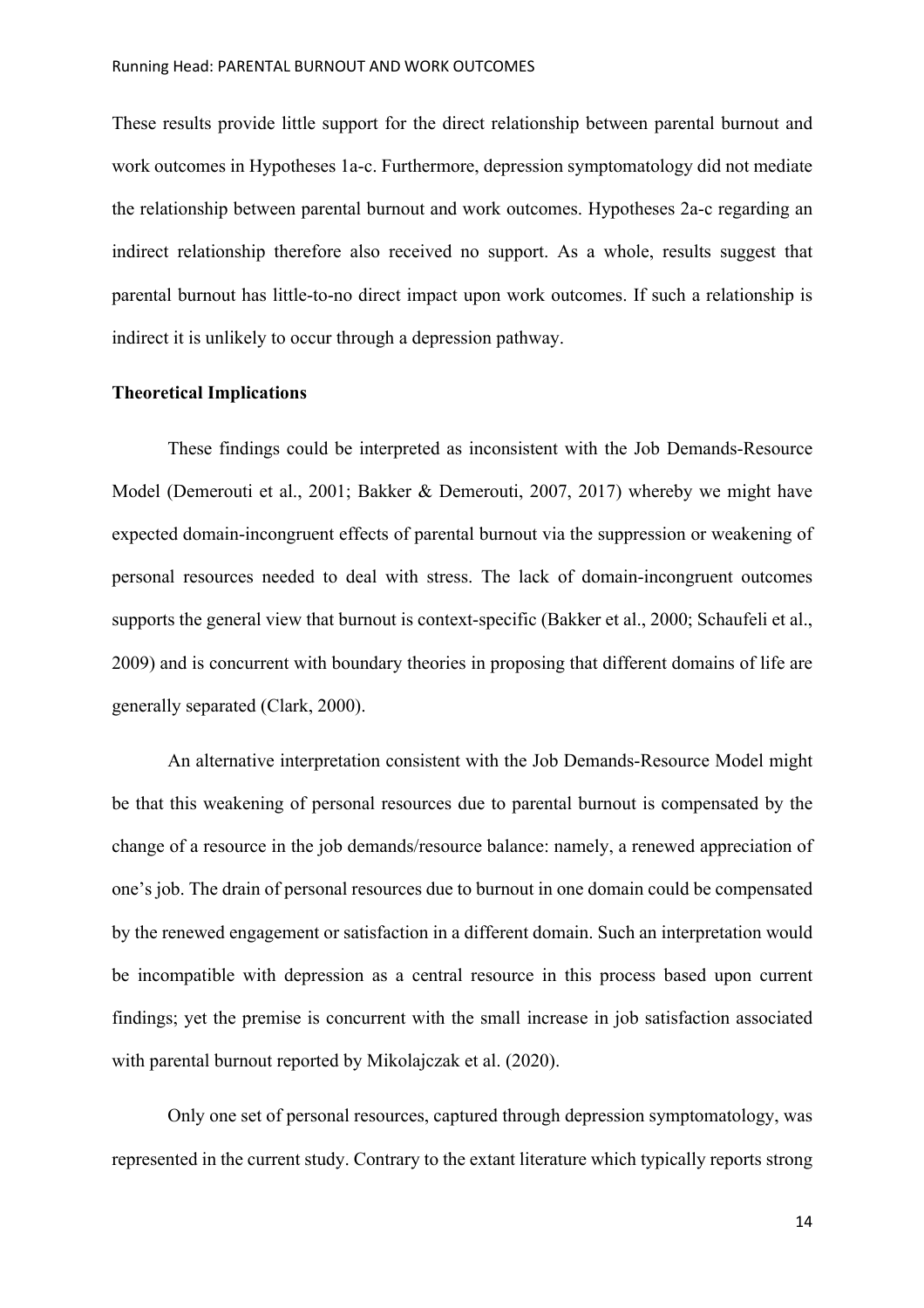These results provide little support for the direct relationship between parental burnout and work outcomes in Hypotheses 1a-c. Furthermore, depression symptomatology did not mediate the relationship between parental burnout and work outcomes. Hypotheses 2a-c regarding an indirect relationship therefore also received no support. As a whole, results suggest that parental burnout has little-to-no direct impact upon work outcomes. If such a relationship is indirect it is unlikely to occur through a depression pathway.

**Theoretical Implications**

These findings could be interpreted as inconsistent with the Job Demands-Resource Model (Demerouti et al., 2001; Bakker & Demerouti, 2007, 2017) whereby we might have expected domain-incongruent effects of parental burnout via the suppression or weakening of personal resources needed to deal with stress. The lack of domain-incongruent outcomes supports the general view that burnout is context-specific (Bakker et al., 2000; Schaufeli et al., 2009) and is concurrent with boundary theories in proposing that different domains of life are generally separated (Clark, 2000).

An alternative interpretation consistent with the Job Demands-Resource Model might be that this weakening of personal resources due to parental burnout is compensated by the change of a resource in the job demands/resource balance: namely, a renewed appreciation of one's job. The drain of personal resources due to burnout in one domain could be compensated by the renewed engagement or satisfaction in a different domain. Such an interpretation would be incompatible with depression as a central resource in this process based upon current findings; yet the premise is concurrent with the small increase in job satisfaction associated with parental burnout reported by Mikolajczak et al. (2020).

Only one set of personal resources, captured through depression symptomatology, was represented in the current study. Contrary to the extant literature which typically reports strong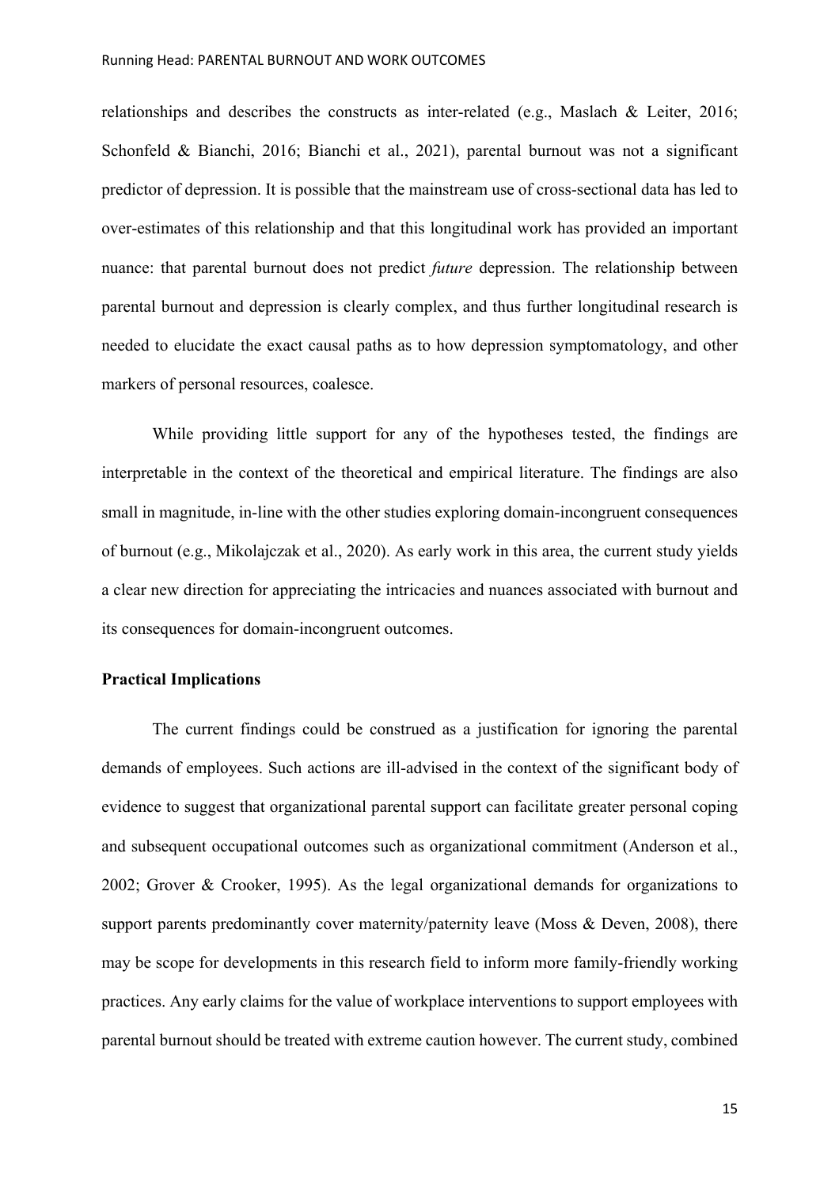relationships and describes the constructs as inter-related (e.g., Maslach & Leiter, 2016; Schonfeld & Bianchi, 2016; Bianchi et al., 2021), parental burnout was not a significant predictor of depression. It is possible that the mainstream use of cross-sectional data has led to over-estimates of this relationship and that this longitudinal work has provided an important nuance: that parental burnout does not predict *future* depression. The relationship between parental burnout and depression is clearly complex, and thus further longitudinal research is needed to elucidate the exact causal paths as to how depression symptomatology, and other markers of personal resources, coalesce.

While providing little support for any of the hypotheses tested, the findings are interpretable in the context of the theoretical and empirical literature. The findings are also small in magnitude, in-line with the other studies exploring domain-incongruent consequences of burnout (e.g., Mikolajczak et al., 2020). As early work in this area, the current study yields a clear new direction for appreciating the intricacies and nuances associated with burnout and its consequences for domain-incongruent outcomes.

**Practical Implications**

The current findings could be construed as a justification for ignoring the parental demands of employees. Such actions are ill-advised in the context of the significant body of evidence to suggest that organizational parental support can facilitate greater personal coping and subsequent occupational outcomes such as organizational commitment (Anderson et al., 2002; Grover & Crooker, 1995). As the legal organizational demands for organizations to support parents predominantly cover maternity/paternity leave (Moss & Deven, 2008), there may be scope for developments in this research field to inform more family-friendly working practices. Any early claims for the value of workplace interventions to support employees with parental burnout should be treated with extreme caution however. The current study, combined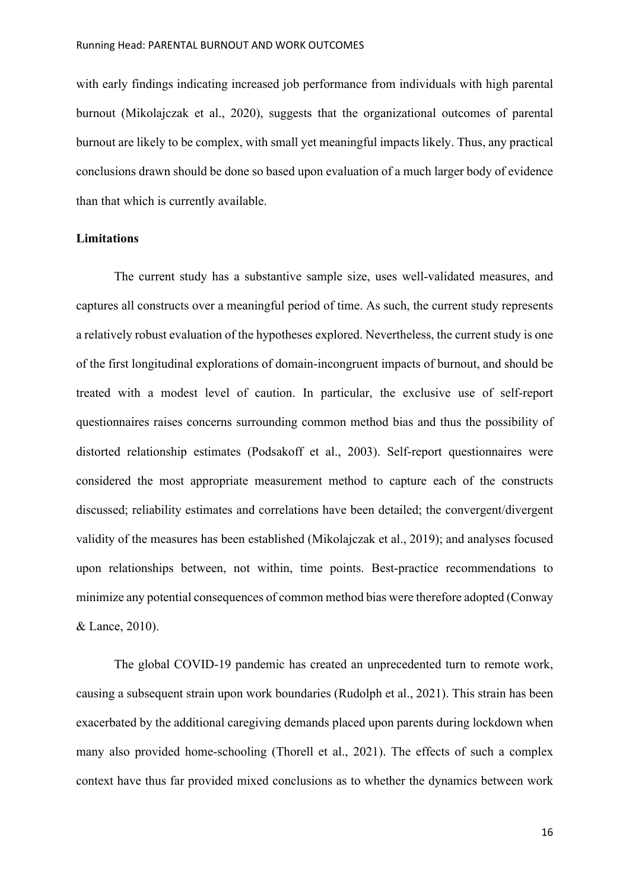with early findings indicating increased job performance from individuals with high parental burnout (Mikolajczak et al., 2020), suggests that the organizational outcomes of parental burnout are likely to be complex, with small yet meaningful impacts likely. Thus, any practical conclusions drawn should be done so based upon evaluation of a much larger body of evidence than that which is currently available.

## Limitations

The current study has a substantive sample size, uses well-validated measures, and captures all constructs over a meaningful period of time. As such, the current study represents a relatively robust evaluation of the hypotheses explored. Nevertheless, the current study is one of the first longitudinal explorations of domain-incongruent impacts of burnout, and should be treated with a modest level of caution. In particular, the exclusive use of self-report questionnaires raises concerns surrounding common method bias and thus the possibility of distorted relationship estimates (Podsakoff et al., 2003). Self-report questionnaires were considered the most appropriate measurement method to capture each of the constructs discussed; reliability estimates and correlations have been detailed; the convergent/divergent validity of the measures has been established (Mikolajczak et al., 2019); and analyses focused upon relationships between, not within, time points. Best-practice recommendations to minimize any potential consequences of common method bias were therefore adopted (Conway & Lance, 2010).

The global COVID-19 pandemic has created an unprecedented turn to remote work, causing a subsequent strain upon work boundaries (Rudolph et al., 2021). This strain has been exacerbated by the additional caregiving demands placed upon parents during lockdown when many also provided home-schooling (Thorell et al., 2021). The effects of such a complex context have thus far provided mixed conclusions as to whether the dynamics between work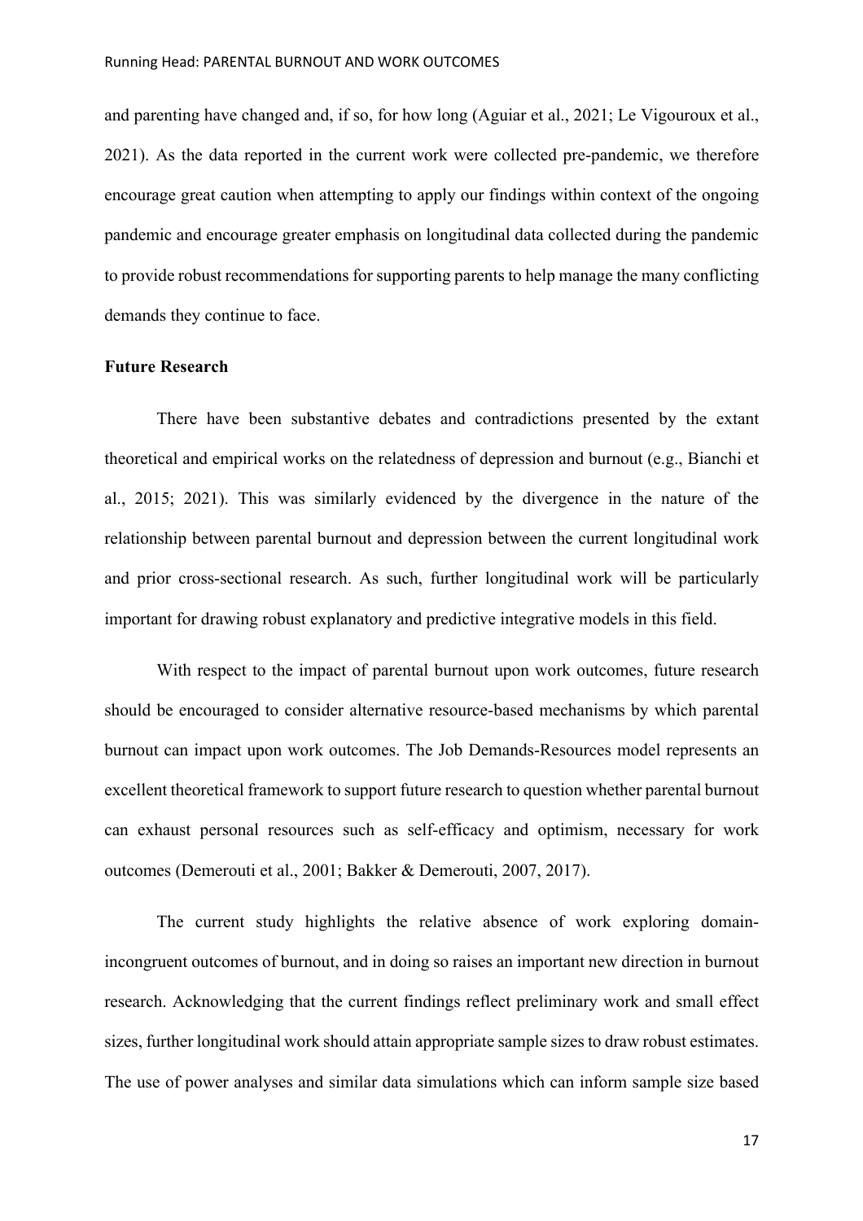and parenting have changed and, if so, for how long (Aguiar et al., 2021; Le Vigouroux et al., 2021). As the data reported in the current work were collected pre-pandemic, we therefore encourage great caution when attempting to apply our findings within context of the ongoing pandemic and encourage greater emphasis on longitudinal data collected during the pandemic to provide robust recommendations for supporting parents to help manage the many conflicting demands they continue to face.

**Future Research**

There have been substantive debates and contradictions presented by the extant theoretical and empirical works on the relatedness of depression and burnout (e.g., Bianchi et al., 2015; 2021). This was similarly evidenced by the divergence in the nature of the relationship between parental burnout and depression between the current longitudinal work and prior cross-sectional research. As such, further longitudinal work will be particularly important for drawing robust explanatory and predictive integrative models in this field.

With respect to the impact of parental burnout upon work outcomes, future research should be encouraged to consider alternative resource-based mechanisms by which parental burnout can impact upon work outcomes. The Job Demands-Resources model represents an excellent theoretical framework to support future research to question whether parental burnout can exhaust personal resources such as self-efficacy and optimism, necessary for work outcomes (Demerouti et al., 2001; Bakker & Demerouti, 2007, 2017).

The current study highlights the relative absence of work exploring domain-incongruent outcomes of burnout, and in doing so raises an important new direction in burnout research. Acknowledging that the current findings reflect preliminary work and small effect sizes, further longitudinal work should attain appropriate sample sizes to draw robust estimates. The use of power analyses and similar data simulations which can inform sample size based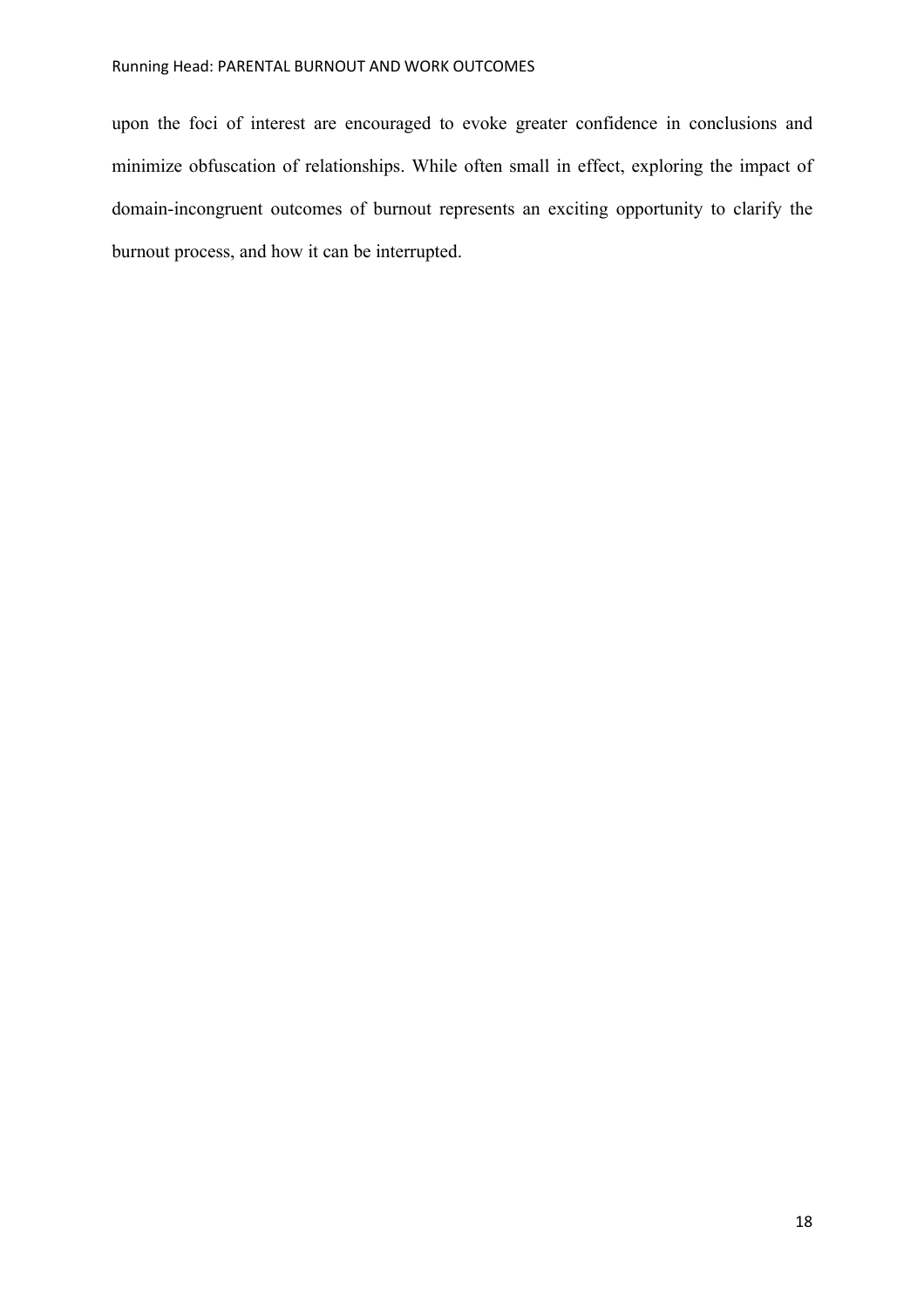upon the foci of interest are encouraged to evoke greater confidence in conclusions and minimize obfuscation of relationships. While often small in effect, exploring the impact of domain-incongruent outcomes of burnout represents an exciting opportunity to clarify the burnout process, and how it can be interrupted.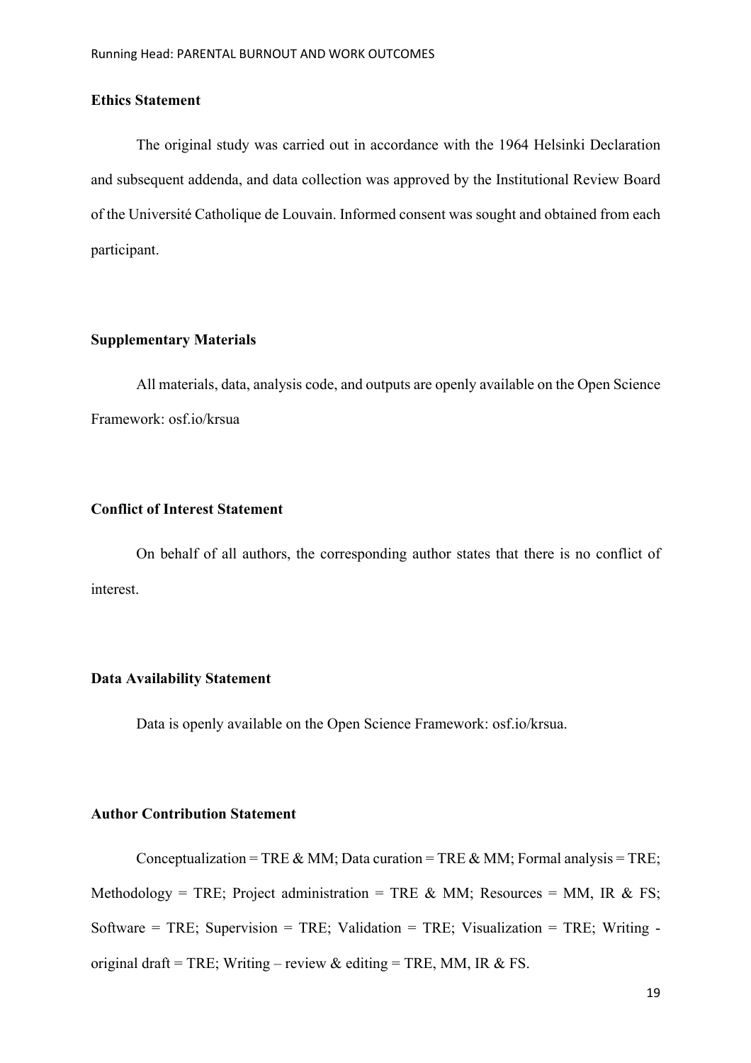**Ethics Statement**

The original study was carried out in accordance with the 1964 Helsinki Declaration and subsequent addenda, and data collection was approved by the Institutional Review Board of the Université Catholique de Louvain. Informed consent was sought and obtained from each participant.

**Supplementary Materials**

All materials, data, analysis code, and outputs are openly available on the Open Science Framework: osf.io/krsua

**Conflict of Interest Statement**

On behalf of all authors, the corresponding author states that there is no conflict of interest.

**Data Availability Statement**

Data is openly available on the Open Science Framework: osf.io/krsua.

**Author Contribution Statement**

Conceptualization = TRE & MM; Data curation = TRE & MM; Formal analysis = TRE; Methodology = TRE; Project administration = TRE & MM; Resources = MM, IR & FS; Software = TRE; Supervision = TRE; Validation = TRE; Visualization = TRE; Writing - original draft = TRE; Writing – review & editing = TRE, MM, IR & FS.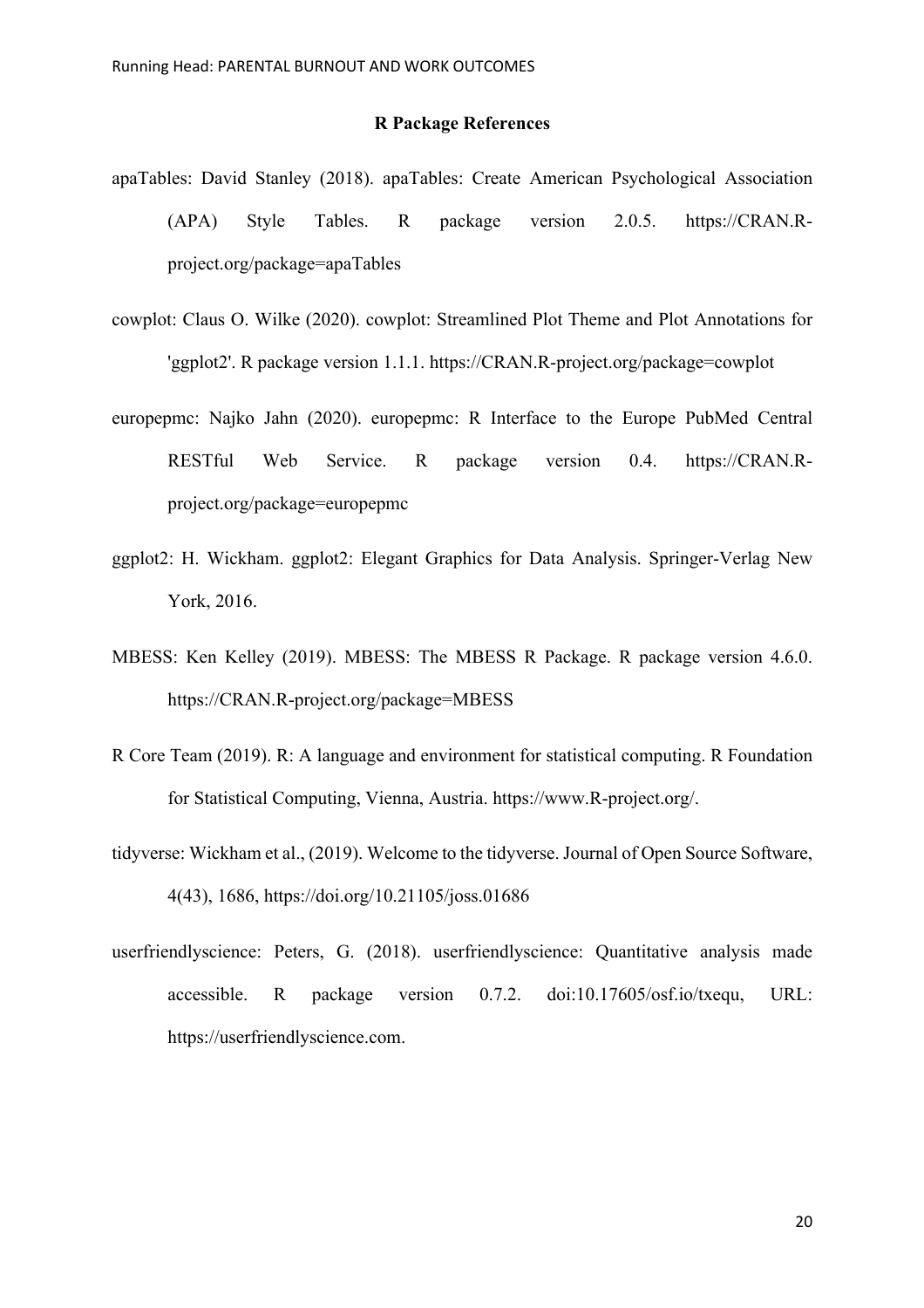## R Package References

apaTables: David Stanley (2018). apaTables: Create American Psychological Association (APA) Style Tables. R package version 2.0.5. https://CRAN.R-project.org/package=apaTables

cowplot: Claus O. Wilke (2020). cowplot: Streamlined Plot Theme and Plot Annotations for 'ggplot2'. R package version 1.1.1. https://CRAN.R-project.org/package=cowplot

europepmc: Najko Jahn (2020). europepmc: R Interface to the Europe PubMed Central RESTful Web Service. R package version 0.4. https://CRAN.R-project.org/package=europepmc

ggplot2: H. Wickham. ggplot2: Elegant Graphics for Data Analysis. Springer-Verlag New York, 2016.

MBESS: Ken Kelley (2019). MBESS: The MBESS R Package. R package version 4.6.0. https://CRAN.R-project.org/package=MBESS

R Core Team (2019). R: A language and environment for statistical computing. R Foundation for Statistical Computing, Vienna, Austria. https://www.R-project.org/.

tidyverse: Wickham et al., (2019). Welcome to the tidyverse. Journal of Open Source Software, 4(43), 1686, https://doi.org/10.21105/joss.01686

userfriendlyscience: Peters, G. (2018). userfriendlyscience: Quantitative analysis made accessible. R package version 0.7.2. doi:10.17605/osf.io/txequ, URL: https://userfriendlyscience.com.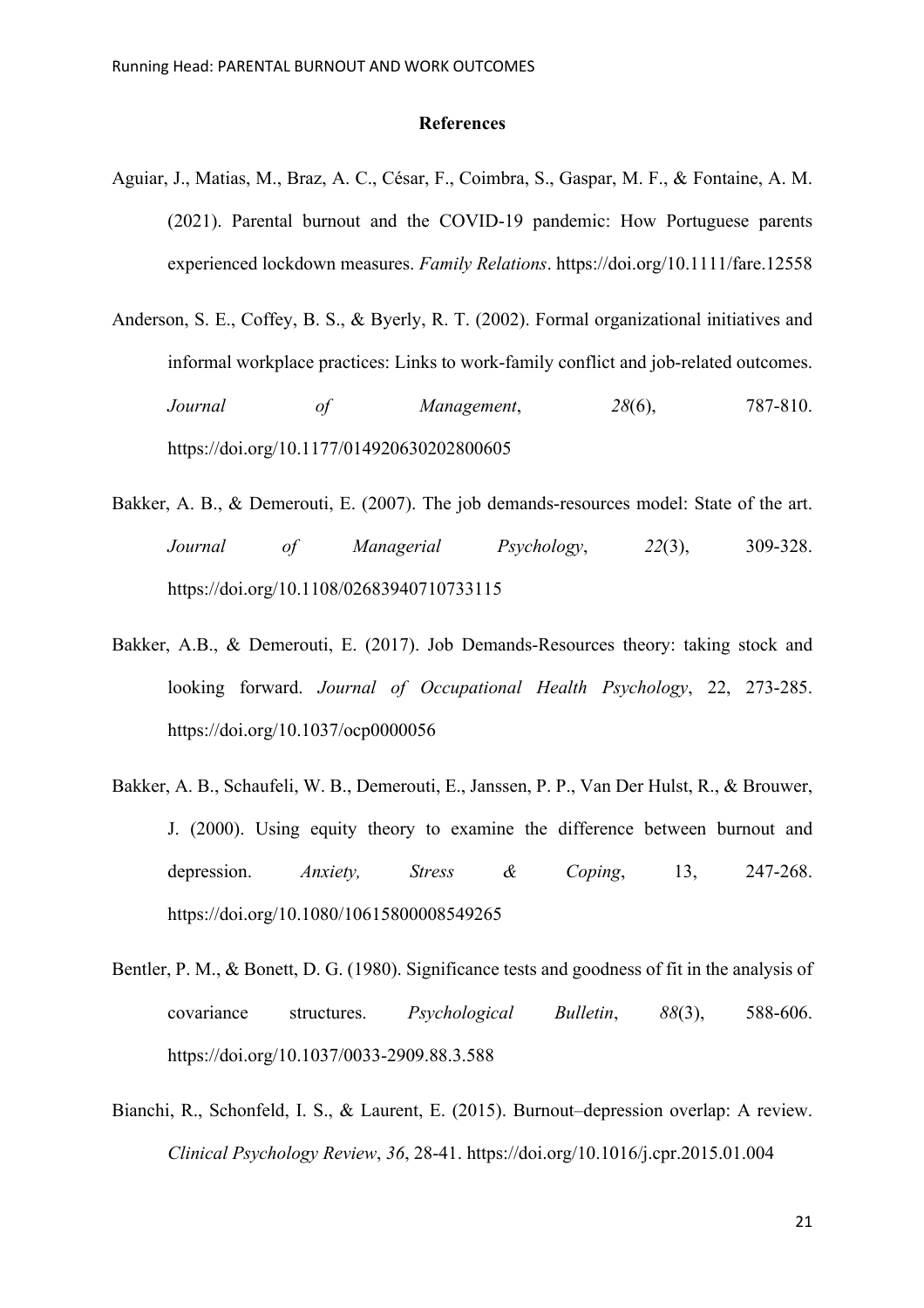## References

Aguiar, J., Matias, M., Braz, A. C., César, F., Coimbra, S., Gaspar, M. F., & Fontaine, A. M. (2021). Parental burnout and the COVID-19 pandemic: How Portuguese parents experienced lockdown measures. *Family Relations*. https://doi.org/10.1111/fare.12558

Anderson, S. E., Coffey, B. S., & Byerly, R. T. (2002). Formal organizational initiatives and informal workplace practices: Links to work-family conflict and job-related outcomes. *Journal of Management*, *28*(6), 787-810. https://doi.org/10.1177/014920630202800605

Bakker, A. B., & Demerouti, E. (2007). The job demands-resources model: State of the art. *Journal of Managerial Psychology*, *22*(3), 309-328. https://doi.org/10.1108/02683940710733115

Bakker, A.B., & Demerouti, E. (2017). Job Demands-Resources theory: taking stock and looking forward. *Journal of Occupational Health Psychology*, 22, 273-285. https://doi.org/10.1037/ocp0000056

Bakker, A. B., Schaufeli, W. B., Demerouti, E., Janssen, P. P., Van Der Hulst, R., & Brouwer, J. (2000). Using equity theory to examine the difference between burnout and depression. *Anxiety, Stress & Coping*, 13, 247-268. https://doi.org/10.1080/10615800008549265

Bentler, P. M., & Bonett, D. G. (1980). Significance tests and goodness of fit in the analysis of covariance structures. *Psychological Bulletin*, *88*(3), 588-606. https://doi.org/10.1037/0033-2909.88.3.588

Bianchi, R., Schonfeld, I. S., & Laurent, E. (2015). Burnout–depression overlap: A review. *Clinical Psychology Review*, *36*, 28-41. https://doi.org/10.1016/j.cpr.2015.01.004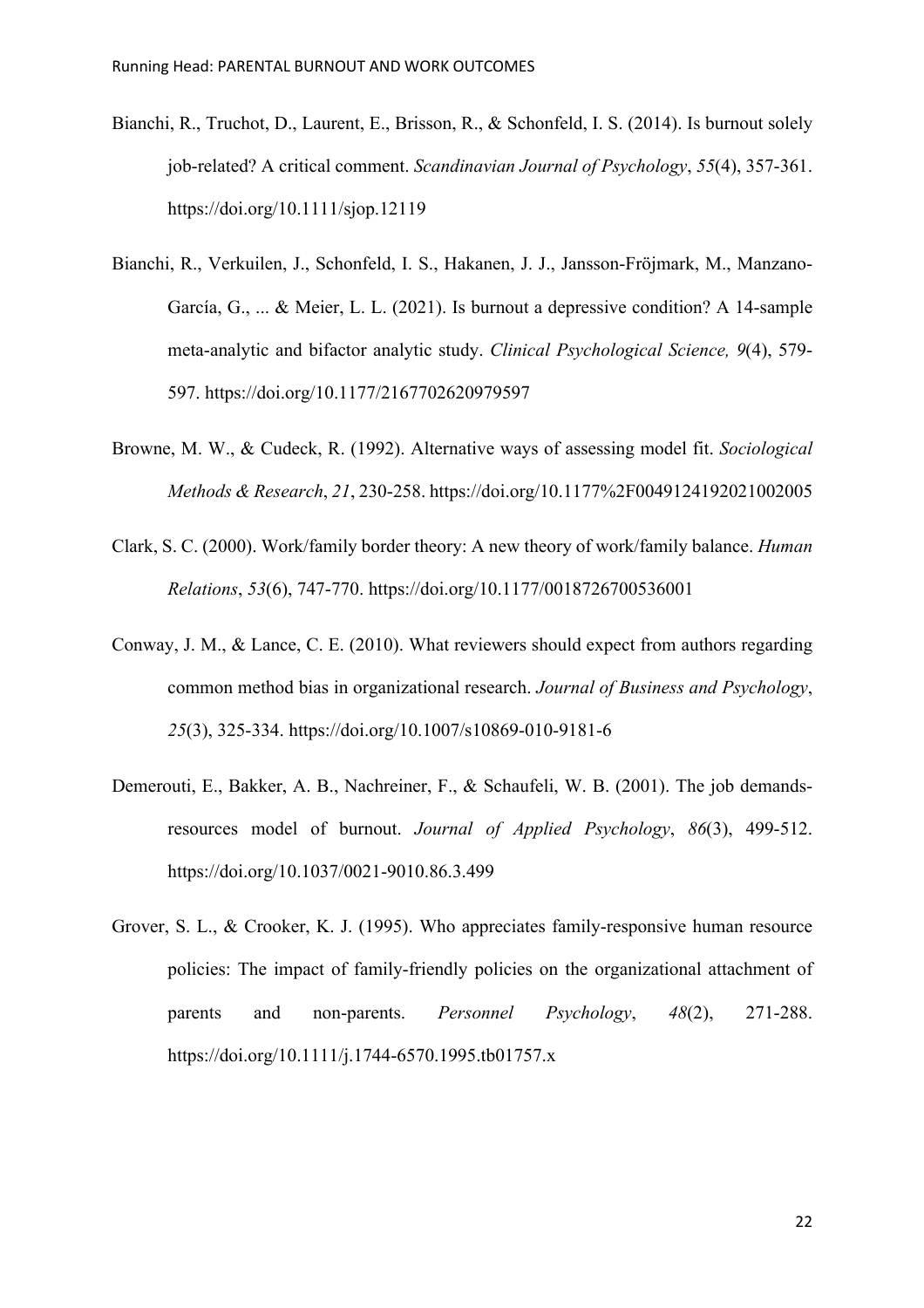Bianchi, R., Truchot, D., Laurent, E., Brisson, R., & Schonfeld, I. S. (2014). Is burnout solely job-related? A critical comment. *Scandinavian Journal of Psychology*, *55*(4), 357-361. https://doi.org/10.1111/sjop.12119

Bianchi, R., Verkuilen, J., Schonfeld, I. S., Hakanen, J. J., Jansson-Fröjmark, M., Manzano-García, G., ... & Meier, L. L. (2021). Is burnout a depressive condition? A 14-sample meta-analytic and bifactor analytic study. *Clinical Psychological Science, 9*(4), 579-597. https://doi.org/10.1177/2167702620979597

Browne, M. W., & Cudeck, R. (1992). Alternative ways of assessing model fit. *Sociological Methods & Research*, *21*, 230-258. https://doi.org/10.1177%2F0049124192021002005

Clark, S. C. (2000). Work/family border theory: A new theory of work/family balance. *Human Relations*, *53*(6), 747-770. https://doi.org/10.1177/0018726700536001

Conway, J. M., & Lance, C. E. (2010). What reviewers should expect from authors regarding common method bias in organizational research. *Journal of Business and Psychology*, *25*(3), 325-334. https://doi.org/10.1007/s10869-010-9181-6

Demerouti, E., Bakker, A. B., Nachreiner, F., & Schaufeli, W. B. (2001). The job demands-resources model of burnout. *Journal of Applied Psychology*, *86*(3), 499-512. https://doi.org/10.1037/0021-9010.86.3.499

Grover, S. L., & Crooker, K. J. (1995). Who appreciates family-responsive human resource policies: The impact of family-friendly policies on the organizational attachment of parents and non-parents. *Personnel Psychology*, *48*(2), 271-288. https://doi.org/10.1111/j.1744-6570.1995.tb01757.x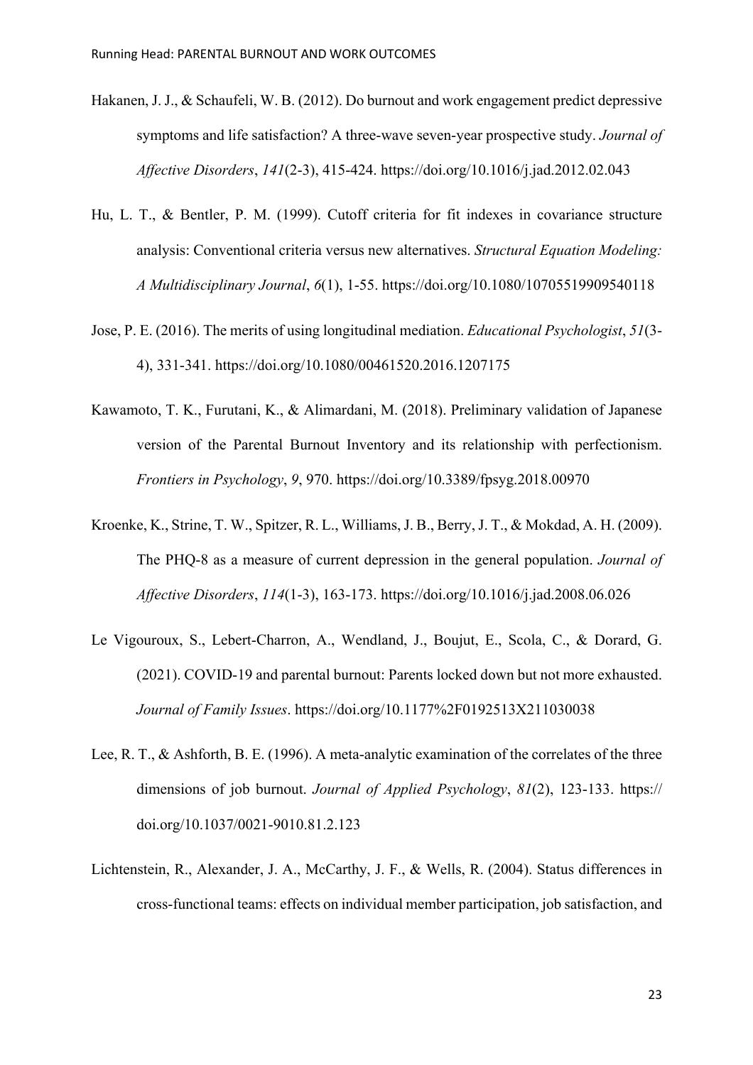Hakanen, J. J., & Schaufeli, W. B. (2012). Do burnout and work engagement predict depressive symptoms and life satisfaction? A three-wave seven-year prospective study. *Journal of Affective Disorders*, *141*(2-3), 415-424. https://doi.org/10.1016/j.jad.2012.02.043

Hu, L. T., & Bentler, P. M. (1999). Cutoff criteria for fit indexes in covariance structure analysis: Conventional criteria versus new alternatives. *Structural Equation Modeling: A Multidisciplinary Journal*, *6*(1), 1-55. https://doi.org/10.1080/10705519909540118

Jose, P. E. (2016). The merits of using longitudinal mediation. *Educational Psychologist*, *51*(3-4), 331-341. https://doi.org/10.1080/00461520.2016.1207175

Kawamoto, T. K., Furutani, K., & Alimardani, M. (2018). Preliminary validation of Japanese version of the Parental Burnout Inventory and its relationship with perfectionism. *Frontiers in Psychology*, *9*, 970. https://doi.org/10.3389/fpsyg.2018.00970

Kroenke, K., Strine, T. W., Spitzer, R. L., Williams, J. B., Berry, J. T., & Mokdad, A. H. (2009). The PHQ-8 as a measure of current depression in the general population. *Journal of Affective Disorders*, *114*(1-3), 163-173. https://doi.org/10.1016/j.jad.2008.06.026

Le Vigouroux, S., Lebert-Charron, A., Wendland, J., Boujut, E., Scola, C., & Dorard, G. (2021). COVID-19 and parental burnout: Parents locked down but not more exhausted. *Journal of Family Issues*. https://doi.org/10.1177%2F0192513X211030038

Lee, R. T., & Ashforth, B. E. (1996). A meta-analytic examination of the correlates of the three dimensions of job burnout. *Journal of Applied Psychology*, *81*(2), 123-133. https://doi.org/10.1037/0021-9010.81.2.123

Lichtenstein, R., Alexander, J. A., McCarthy, J. F., & Wells, R. (2004). Status differences in cross-functional teams: effects on individual member participation, job satisfaction, and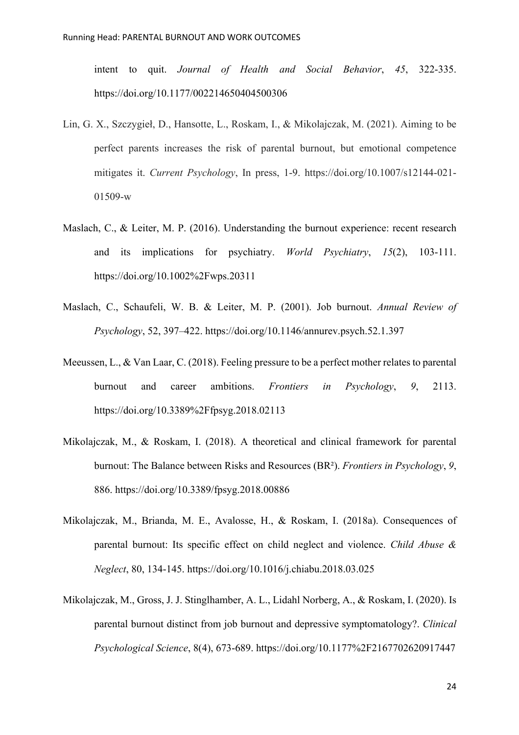intent to quit. *Journal of Health and Social Behavior*, *45*, 322-335. https://doi.org/10.1177/002214650404500306

Lin, G. X., Szczygieł, D., Hansotte, L., Roskam, I., & Mikolajczak, M. (2021). Aiming to be perfect parents increases the risk of parental burnout, but emotional competence mitigates it. *Current Psychology*, In press, 1-9. https://doi.org/10.1007/s12144-021-01509-w

Maslach, C., & Leiter, M. P. (2016). Understanding the burnout experience: recent research and its implications for psychiatry. *World Psychiatry*, *15*(2), 103-111. https://doi.org/10.1002%2Fwps.20311

Maslach, C., Schaufeli, W. B. & Leiter, M. P. (2001). Job burnout. *Annual Review of Psychology*, 52, 397–422. https://doi.org/10.1146/annurev.psych.52.1.397

Meeussen, L., & Van Laar, C. (2018). Feeling pressure to be a perfect mother relates to parental burnout and career ambitions. *Frontiers in Psychology*, *9*, 2113. https://doi.org/10.3389%2Ffpsyg.2018.02113

Mikolajczak, M., & Roskam, I. (2018). A theoretical and clinical framework for parental burnout: The Balance between Risks and Resources (BR²). *Frontiers in Psychology*, *9*, 886. https://doi.org/10.3389/fpsyg.2018.00886

Mikolajczak, M., Brianda, M. E., Avalosse, H., & Roskam, I. (2018a). Consequences of parental burnout: Its specific effect on child neglect and violence. *Child Abuse & Neglect*, 80, 134-145. https://doi.org/10.1016/j.chiabu.2018.03.025

Mikolajczak, M., Gross, J. J. Stinglhamber, A. L., Lidahl Norberg, A., & Roskam, I. (2020). Is parental burnout distinct from job burnout and depressive symptomatology?. *Clinical Psychological Science*, 8(4), 673-689. https://doi.org/10.1177%2F2167702620917447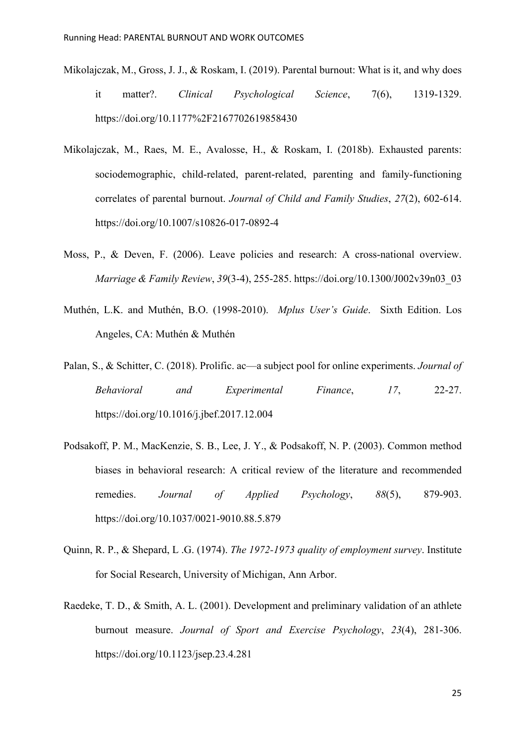Mikolajczak, M., Gross, J. J., & Roskam, I. (2019). Parental burnout: What is it, and why does it matter?. *Clinical Psychological Science*, 7(6), 1319-1329. https://doi.org/10.1177%2F2167702619858430

Mikolajczak, M., Raes, M. E., Avalosse, H., & Roskam, I. (2018b). Exhausted parents: sociodemographic, child-related, parent-related, parenting and family-functioning correlates of parental burnout. *Journal of Child and Family Studies*, *27*(2), 602-614. https://doi.org/10.1007/s10826-017-0892-4

Moss, P., & Deven, F. (2006). Leave policies and research: A cross-national overview. *Marriage & Family Review*, *39*(3-4), 255-285. https://doi.org/10.1300/J002v39n03_03

Muthén, L.K. and Muthén, B.O. (1998-2010). *Mplus User's Guide*. Sixth Edition. Los Angeles, CA: Muthén & Muthén

Palan, S., & Schitter, C. (2018). Prolific. ac—a subject pool for online experiments. *Journal of Behavioral and Experimental Finance*, *17*, 22-27. https://doi.org/10.1016/j.jbef.2017.12.004

Podsakoff, P. M., MacKenzie, S. B., Lee, J. Y., & Podsakoff, N. P. (2003). Common method biases in behavioral research: A critical review of the literature and recommended remedies. *Journal of Applied Psychology*, *88*(5), 879-903. https://doi.org/10.1037/0021-9010.88.5.879

Quinn, R. P., & Shepard, L .G. (1974). *The 1972-1973 quality of employment survey*. Institute for Social Research, University of Michigan, Ann Arbor.

Raedeke, T. D., & Smith, A. L. (2001). Development and preliminary validation of an athlete burnout measure. *Journal of Sport and Exercise Psychology*, *23*(4), 281-306. https://doi.org/10.1123/jsep.23.4.281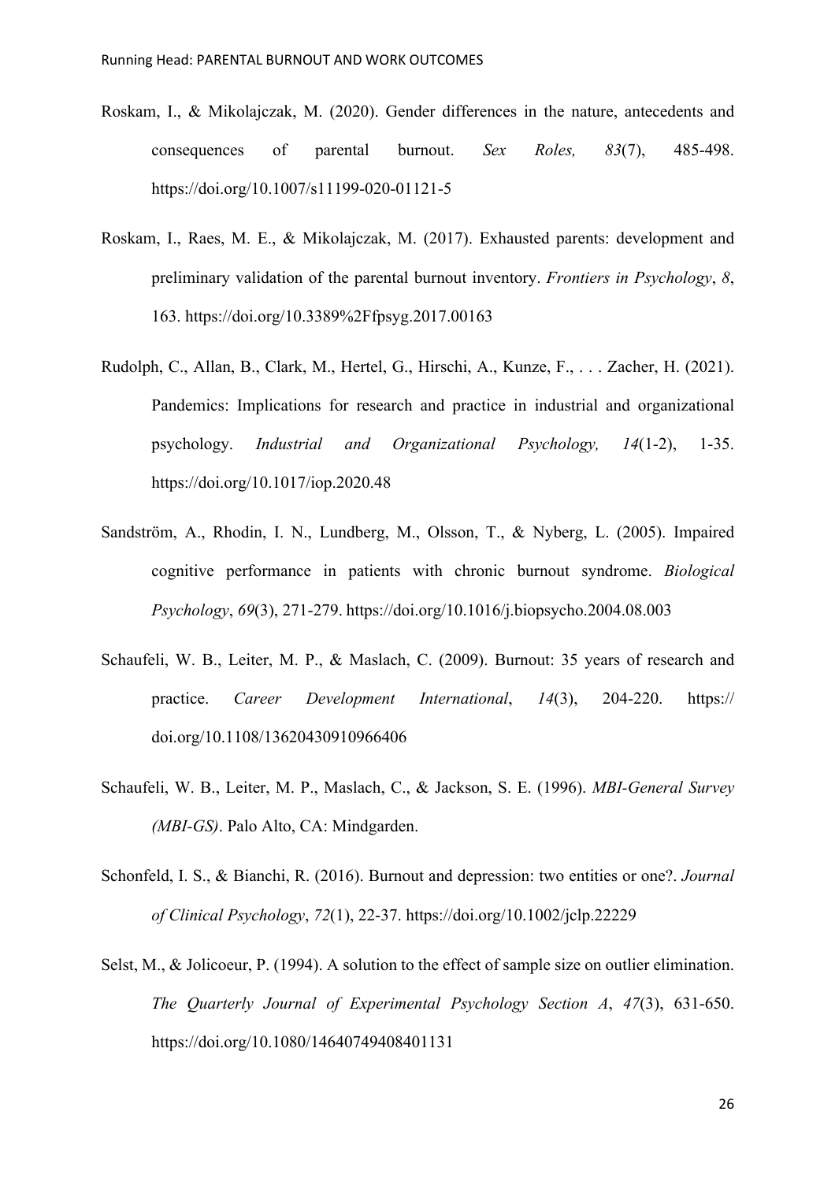Roskam, I., & Mikolajczak, M. (2020). Gender differences in the nature, antecedents and consequences of parental burnout. *Sex Roles, 83*(7), 485-498. https://doi.org/10.1007/s11199-020-01121-5

Roskam, I., Raes, M. E., & Mikolajczak, M. (2017). Exhausted parents: development and preliminary validation of the parental burnout inventory. *Frontiers in Psychology*, *8*, 163. https://doi.org/10.3389%2Ffpsyg.2017.00163

Rudolph, C., Allan, B., Clark, M., Hertel, G., Hirschi, A., Kunze, F., . . . Zacher, H. (2021). Pandemics: Implications for research and practice in industrial and organizational psychology. *Industrial and Organizational Psychology, 14*(1-2), 1-35. https://doi.org/10.1017/iop.2020.48

Sandström, A., Rhodin, I. N., Lundberg, M., Olsson, T., & Nyberg, L. (2005). Impaired cognitive performance in patients with chronic burnout syndrome. *Biological Psychology*, *69*(3), 271-279. https://doi.org/10.1016/j.biopsycho.2004.08.003

Schaufeli, W. B., Leiter, M. P., & Maslach, C. (2009). Burnout: 35 years of research and practice. *Career Development International*, *14*(3), 204-220. https:// doi.org/10.1108/13620430910966406

Schaufeli, W. B., Leiter, M. P., Maslach, C., & Jackson, S. E. (1996). *MBI-General Survey (MBI-GS)*. Palo Alto, CA: Mindgarden.

Schonfeld, I. S., & Bianchi, R. (2016). Burnout and depression: two entities or one?. *Journal of Clinical Psychology*, *72*(1), 22-37. https://doi.org/10.1002/jclp.22229

Selst, M., & Jolicoeur, P. (1994). A solution to the effect of sample size on outlier elimination. *The Quarterly Journal of Experimental Psychology Section A*, *47*(3), 631-650. https://doi.org/10.1080/14640749408401131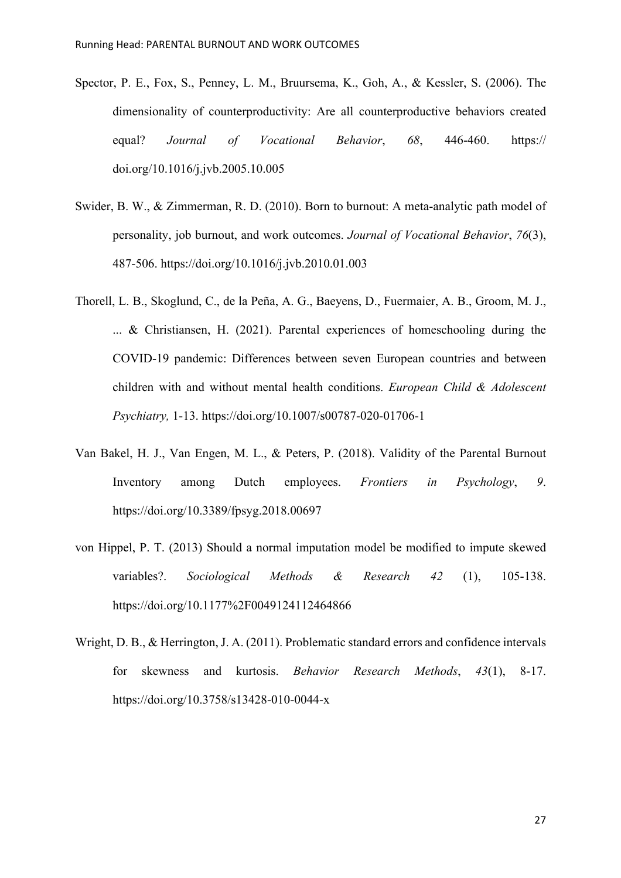Spector, P. E., Fox, S., Penney, L. M., Bruursema, K., Goh, A., & Kessler, S. (2006). The dimensionality of counterproductivity: Are all counterproductive behaviors created equal? *Journal of Vocational Behavior*, *68*, 446-460. https:// doi.org/10.1016/j.jvb.2005.10.005

Swider, B. W., & Zimmerman, R. D. (2010). Born to burnout: A meta-analytic path model of personality, job burnout, and work outcomes. *Journal of Vocational Behavior*, *76*(3), 487-506. https://doi.org/10.1016/j.jvb.2010.01.003

Thorell, L. B., Skoglund, C., de la Peña, A. G., Baeyens, D., Fuermaier, A. B., Groom, M. J., ... & Christiansen, H. (2021). Parental experiences of homeschooling during the COVID-19 pandemic: Differences between seven European countries and between children with and without mental health conditions. *European Child & Adolescent Psychiatry,* 1-13. https://doi.org/10.1007/s00787-020-01706-1

Van Bakel, H. J., Van Engen, M. L., & Peters, P. (2018). Validity of the Parental Burnout Inventory among Dutch employees. *Frontiers in Psychology*, *9*. https://doi.org/10.3389/fpsyg.2018.00697

von Hippel, P. T. (2013) Should a normal imputation model be modified to impute skewed variables?. *Sociological Methods & Research 42* (1), 105-138. https://doi.org/10.1177%2F0049124112464866

Wright, D. B., & Herrington, J. A. (2011). Problematic standard errors and confidence intervals for skewness and kurtosis. *Behavior Research Methods*, *43*(1), 8-17. https://doi.org/10.3758/s13428-010-0044-x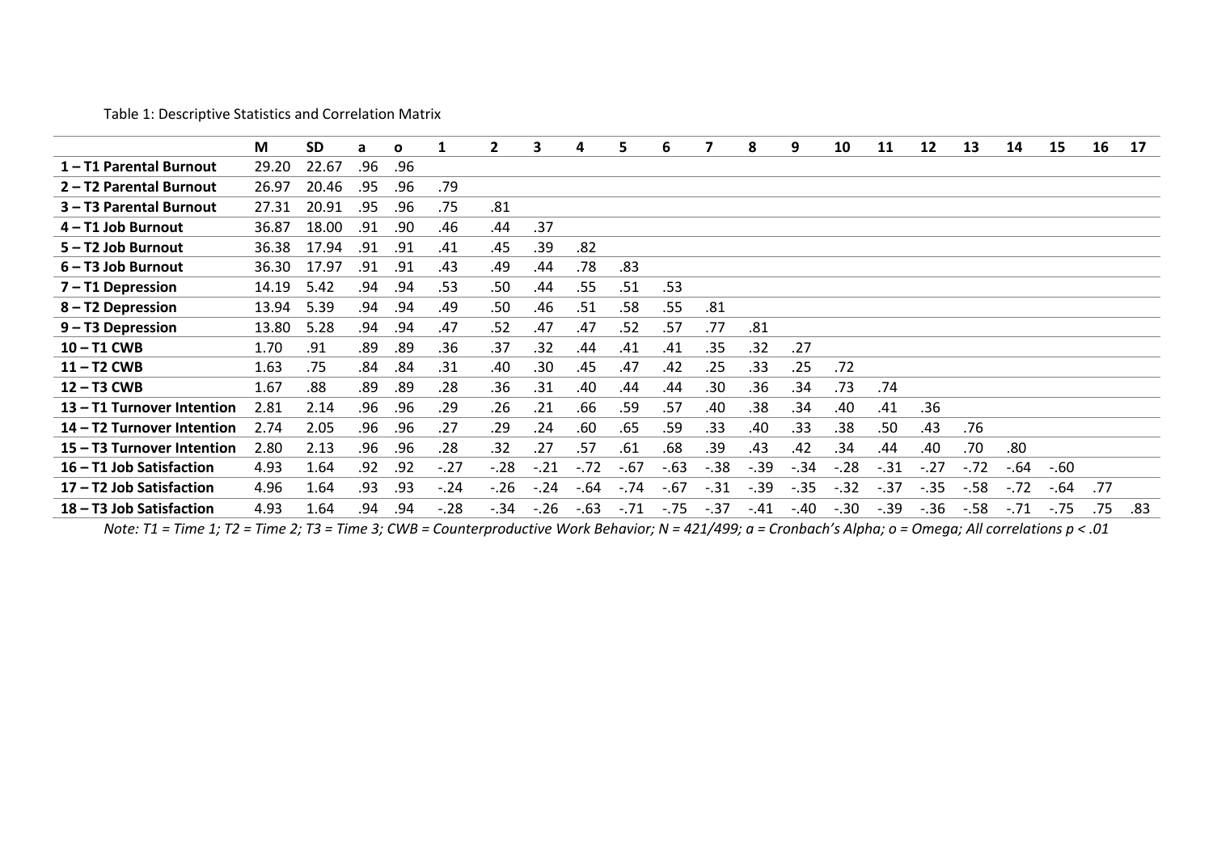Table 1: Descriptive Statistics and Correlation Matrix

| | M | SD | a | o | 1 | 2 | 3 | 4 | 5 | 6 | 7 | 8 | 9 | 10 | 11 | 12 | 13 | 14 | 15 | 16 | 17 |
|---|---|---|---|---|---|---|---|---|---|---|---|---|---|---|---|---|---|---|---|---|---|
| **1 – T1 Parental Burnout** | 29.20 | 22.67 | .96 | .96 | | | | | | | | | | | | | | | | | |
| **2 – T2 Parental Burnout** | 26.97 | 20.46 | .95 | .96 | .79 | | | | | | | | | | | | | | | | |
| **3 – T3 Parental Burnout** | 27.31 | 20.91 | .95 | .96 | .75 | .81 | | | | | | | | | | | | | | | |
| **4 – T1 Job Burnout** | 36.87 | 18.00 | .91 | .90 | .46 | .44 | .37 | | | | | | | | | | | | | | |
| **5 – T2 Job Burnout** | 36.38 | 17.94 | .91 | .91 | .41 | .45 | .39 | .82 | | | | | | | | | | | | | |
| **6 – T3 Job Burnout** | 36.30 | 17.97 | .91 | .91 | .43 | .49 | .44 | .78 | .83 | | | | | | | | | | | | |
| **7 – T1 Depression** | 14.19 | 5.42 | .94 | .94 | .53 | .50 | .44 | .55 | .51 | .53 | | | | | | | | | | | |
| **8 – T2 Depression** | 13.94 | 5.39 | .94 | .94 | .49 | .50 | .46 | .51 | .58 | .55 | .81 | | | | | | | | | | |
| **9 – T3 Depression** | 13.80 | 5.28 | .94 | .94 | .47 | .52 | .47 | .47 | .52 | .57 | .77 | .81 | | | | | | | | | |
| **10 – T1 CWB** | 1.70 | .91 | .89 | .89 | .36 | .37 | .32 | .44 | .41 | .41 | .35 | .32 | .27 | | | | | | | | |
| **11 – T2 CWB** | 1.63 | .75 | .84 | .84 | .31 | .40 | .30 | .45 | .47 | .42 | .25 | .33 | .25 | .72 | | | | | | | |
| **12 – T3 CWB** | 1.67 | .88 | .89 | .89 | .28 | .36 | .31 | .40 | .44 | .44 | .30 | .36 | .34 | .73 | .74 | | | | | | |
| **13 – T1 Turnover Intention** | 2.81 | 2.14 | .96 | .96 | .29 | .26 | .21 | .66 | .59 | .57 | .40 | .38 | .34 | .40 | .41 | .36 | | | | | |
| **14 – T2 Turnover Intention** | 2.74 | 2.05 | .96 | .96 | .27 | .29 | .24 | .60 | .65 | .59 | .33 | .40 | .33 | .38 | .50 | .43 | .76 | | | | |
| **15 – T3 Turnover Intention** | 2.80 | 2.13 | .96 | .96 | .28 | .32 | .27 | .57 | .61 | .68 | .39 | .43 | .42 | .34 | .44 | .40 | .70 | .80 | | | |
| **16 – T1 Job Satisfaction** | 4.93 | 1.64 | .92 | .92 | -.27 | -.28 | -.21 | -.72 | -.67 | -.63 | -.38 | -.39 | -.34 | -.28 | -.31 | -.27 | -.72 | -.64 | -.60 | | |
| **17 – T2 Job Satisfaction** | 4.96 | 1.64 | .93 | .93 | -.24 | -.26 | -.24 | -.64 | -.74 | -.67 | -.31 | -.39 | -.35 | -.32 | -.37 | -.35 | -.58 | -.72 | -.64 | .77 | |
| **18 – T3 Job Satisfaction** | 4.93 | 1.64 | .94 | .94 | -.28 | -.34 | -.26 | -.63 | -.71 | -.75 | -.37 | -.41 | -.40 | -.30 | -.39 | -.36 | -.58 | -.71 | -.75 | .75 | .83 |

*Note: T1 = Time 1; T2 = Time 2; T3 = Time 3; CWB = Counterproductive Work Behavior; N = 421/499; a = Cronbach's Alpha; o = Omega; All correlations p < .01*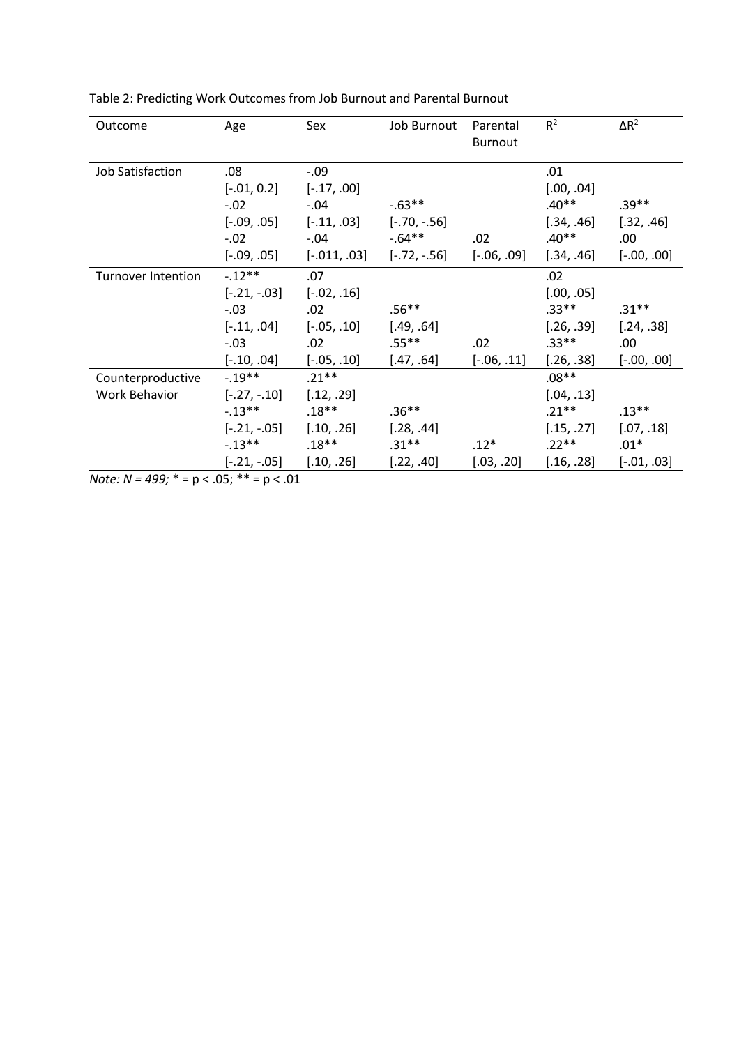Table 2: Predicting Work Outcomes from Job Burnout and Parental Burnout

| Outcome | Age | Sex | Job Burnout | Parental Burnout | $R^2$ | $\Delta R^2$ |
|---|---|---|---|---|---|---|
| Job Satisfaction | .08 | -.09 | | | .01 | |
| | [-.01, 0.2] | [-.17, .00] | | | [.00, .04] | |
| | -.02 | -.04 | -.63** | | .40** | .39** |
| | [-.09, .05] | [-.11, .03] | [-.70, -.56] | | [.34, .46] | [.32, .46] |
| | -.02 | -.04 | -.64** | .02 | .40** | .00 |
| | [-.09, .05] | [-.011, .03] | [-.72, -.56] | [-.06, .09] | [.34, .46] | [-.00, .00] |
| Turnover Intention | -.12** | .07 | | | .02 | |
| | [-.21, -.03] | [-.02, .16] | | | [.00, .05] | |
| | -.03 | .02 | .56** | | .33** | .31** |
| | [-.11, .04] | [-.05, .10] | [.49, .64] | | [.26, .39] | [.24, .38] |
| | -.03 | .02 | .55** | .02 | .33** | .00 |
| | [-.10, .04] | [-.05, .10] | [.47, .64] | [-.06, .11] | [.26, .38] | [-.00, .00] |
| Counterproductive Work Behavior | -.19** | .21** | | | .08** | |
| | [-.27, -.10] | [.12, .29] | | | [.04, .13] | |
| | -.13** | .18** | .36** | | .21** | .13** |
| | [-.21, -.05] | [.10, .26] | [.28, .44] | | [.15, .27] | [.07, .18] |
| | -.13** | .18** | .31** | .12* | .22** | .01* |
| | [-.21, -.05] | [.10, .26] | [.22, .40] | [.03, .20] | [.16, .28] | [-.01, .03] |

*Note: N = 499;* * = $p < .05$; ** = $p < .01$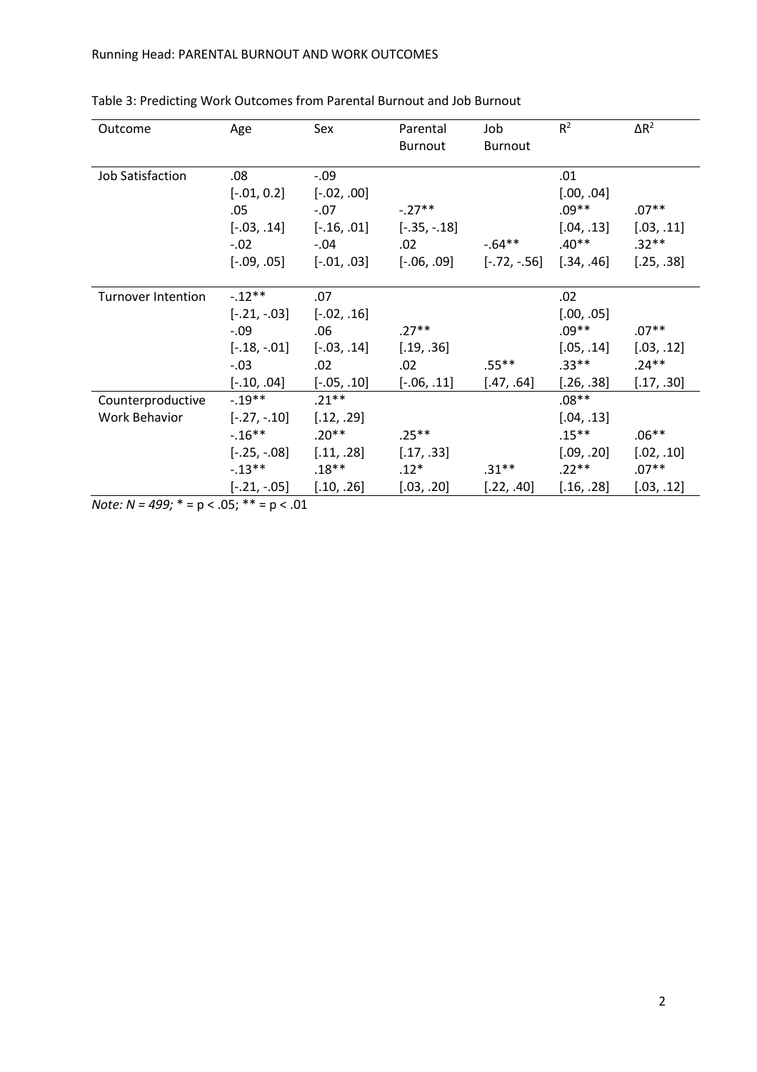Table 3: Predicting Work Outcomes from Parental Burnout and Job Burnout

| Outcome | Age | Sex | Parental Burnout | Job Burnout | $R^2$ | $\Delta R^2$ |
|---|---|---|---|---|---|---|
| Job Satisfaction | .08 | -.09 | | | .01 | |
| | [-.01, 0.2] | [-.02, .00] | | | [.00, .04] | |
| | .05 | -.07 | -.27** | | .09** | .07** |
| | [-.03, .14] | [-.16, .01] | [-.35, -.18] | | [.04, .13] | [.03, .11] |
| | -.02 | -.04 | .02 | -.64** | .40** | .32** |
| | [-.09, .05] | [-.01, .03] | [-.06, .09] | [-.72, -.56] | [.34, .46] | [.25, .38] |
| Turnover Intention | -.12** | .07 | | | .02 | |
| | [-.21, -.03] | [-.02, .16] | | | [.00, .05] | |
| | -.09 | .06 | .27** | | .09** | .07** |
| | [-.18, -.01] | [-.03, .14] | [.19, .36] | | [.05, .14] | [.03, .12] |
| | -.03 | .02 | .02 | .55** | .33** | .24** |
| | [-.10, .04] | [-.05, .10] | [-.06, .11] | [.47, .64] | [.26, .38] | [.17, .30] |
| Counterproductive Work Behavior | -.19** | .21** | | | .08** | |
| | [-.27, -.10] | [.12, .29] | | | [.04, .13] | |
| | -.16** | .20** | .25** | | .15** | .06** |
| | [-.25, -.08] | [.11, .28] | [.17, .33] | | [.09, .20] | [.02, .10] |
| | -.13** | .18** | .12* | .31** | .22** | .07** |
| | [-.21, -.05] | [.10, .26] | [.03, .20] | [.22, .40] | [.16, .28] | [.03, .12] |

*Note: N = 499;* * = p < .05; ** = p < .01